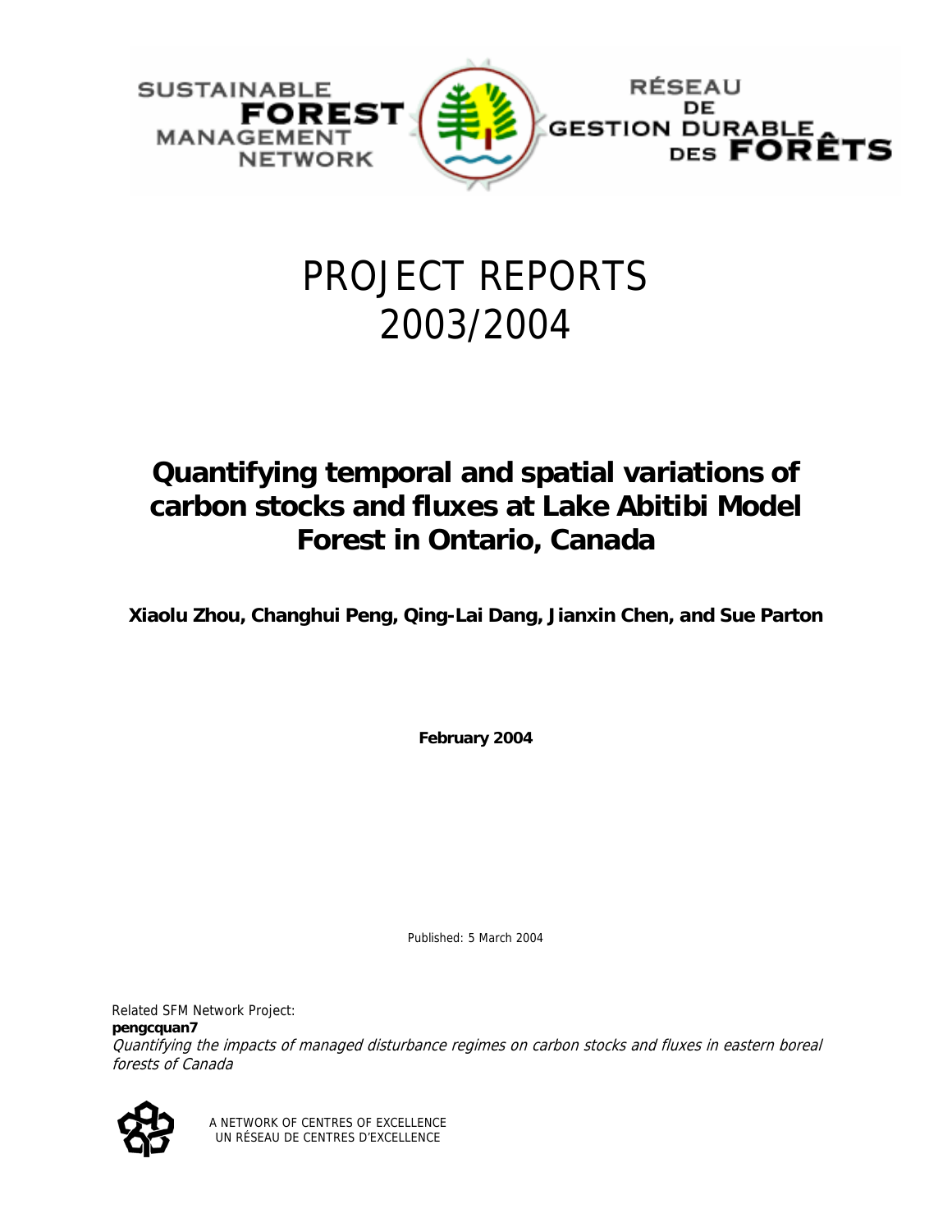SUSTAINABLE **FOREST** MANAGEMENT NETWORK

RÉSEAU DE GESTION DURABLE DES **FORÊTS**

# PROJECT REPORTS 2003/2004

## Quantifying temporal and spatial variations of carbon stocks and fluxes at Lake Abitibi Model Forest in Ontario, Canada

**Xiaolu Zhou, Changhui Peng, Qing-Lai Dang, Jianxin Chen, and Sue Parton**

**February 2004**

Published: 5 March 2004

Related SFM Network Project:
**pengcquan7**
*Quantifying the impacts of managed disturbance regimes on carbon stocks and fluxes in eastern boreal forests of Canada*

A NETWORK OF CENTRES OF EXCELLENCE
UN RÉSEAU DE CENTRES D'EXCELLENCE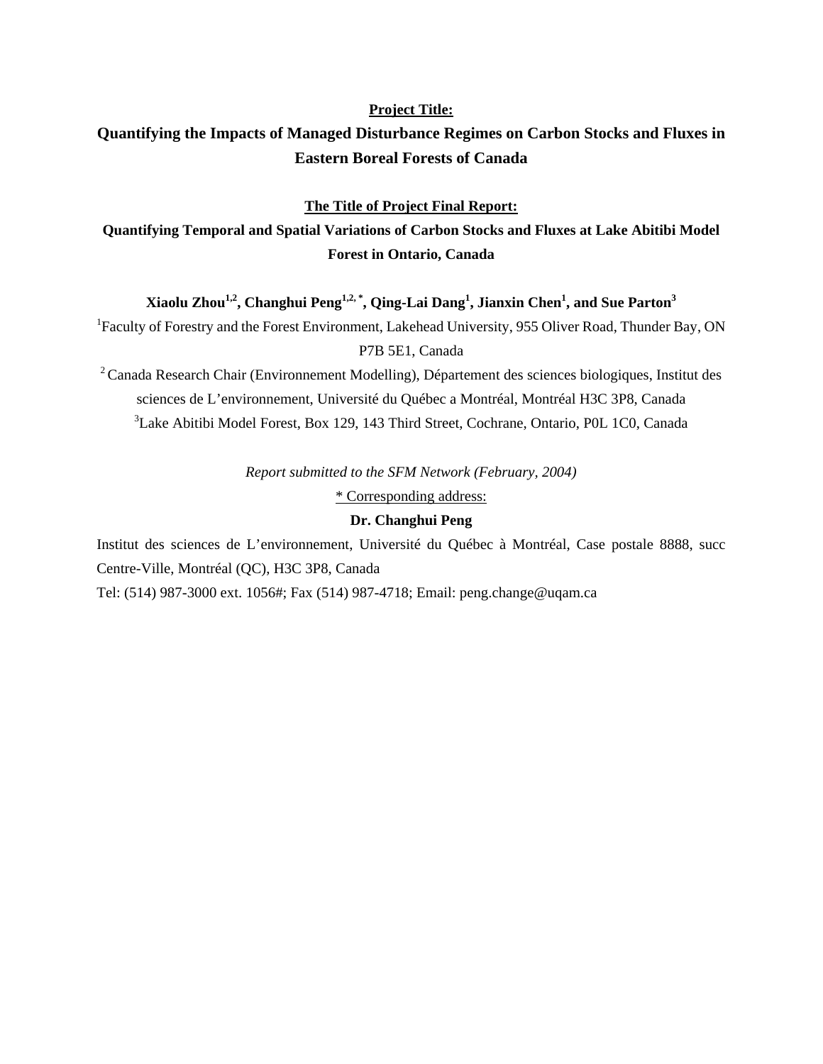**Project Title:**

# Quantifying the Impacts of Managed Disturbance Regimes on Carbon Stocks and Fluxes in Eastern Boreal Forests of Canada

**The Title of Project Final Report:**

## Quantifying Temporal and Spatial Variations of Carbon Stocks and Fluxes at Lake Abitibi Model Forest in Ontario, Canada

**Xiaolu Zhou[1,2], Changhui Peng[1,2,*], Qing-Lai Dang[1], Jianxin Chen[1], and Sue Parton[3]**

[1]Faculty of Forestry and the Forest Environment, Lakehead University, 955 Oliver Road, Thunder Bay, ON P7B 5E1, Canada

[2] Canada Research Chair (Environnement Modelling), Département des sciences biologiques, Institut des sciences de L'environnement, Université du Québec a Montréal, Montréal H3C 3P8, Canada

[3]Lake Abitibi Model Forest, Box 129, 143 Third Street, Cochrane, Ontario, P0L 1C0, Canada

*Report submitted to the SFM Network (February, 2004)*

* Corresponding address:

**Dr. Changhui Peng**

Institut des sciences de L'environnement, Université du Québec à Montréal, Case postale 8888, succ Centre-Ville, Montréal (QC), H3C 3P8, Canada

Tel: (514) 987-3000 ext. 1056#; Fax (514) 987-4718; Email: peng.change@uqam.ca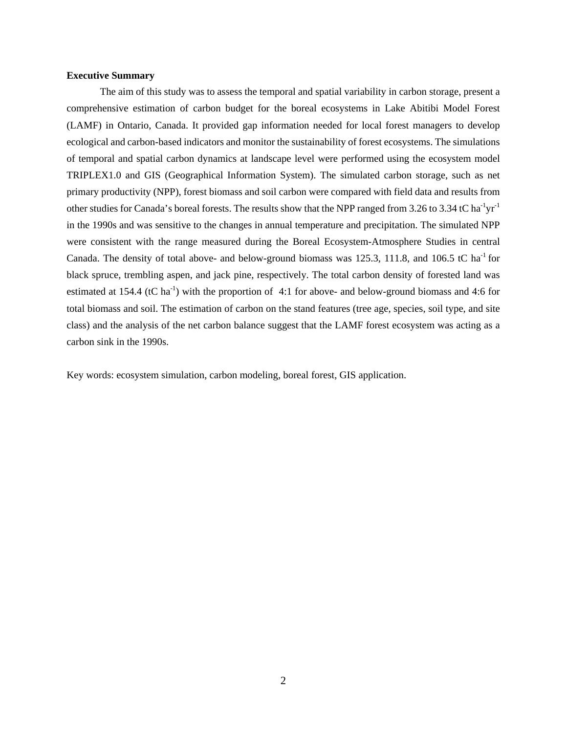**Executive Summary**

The aim of this study was to assess the temporal and spatial variability in carbon storage, present a comprehensive estimation of carbon budget for the boreal ecosystems in Lake Abitibi Model Forest (LAMF) in Ontario, Canada. It provided gap information needed for local forest managers to develop ecological and carbon-based indicators and monitor the sustainability of forest ecosystems. The simulations of temporal and spatial carbon dynamics at landscape level were performed using the ecosystem model TRIPLEX1.0 and GIS (Geographical Information System). The simulated carbon storage, such as net primary productivity (NPP), forest biomass and soil carbon were compared with field data and results from other studies for Canada's boreal forests. The results show that the NPP ranged from 3.26 to 3.34 tC $ha^{-1}yr^{-1}$ in the 1990s and was sensitive to the changes in annual temperature and precipitation. The simulated NPP were consistent with the range measured during the Boreal Ecosystem-Atmosphere Studies in central Canada. The density of total above- and below-ground biomass was 125.3, 111.8, and 106.5 tC $ha^{-1}$ for black spruce, trembling aspen, and jack pine, respectively. The total carbon density of forested land was estimated at 154.4 (tC $ha^{-1}$) with the proportion of 4:1 for above- and below-ground biomass and 4:6 for total biomass and soil. The estimation of carbon on the stand features (tree age, species, soil type, and site class) and the analysis of the net carbon balance suggest that the LAMF forest ecosystem was acting as a carbon sink in the 1990s.

Key words: ecosystem simulation, carbon modeling, boreal forest, GIS application.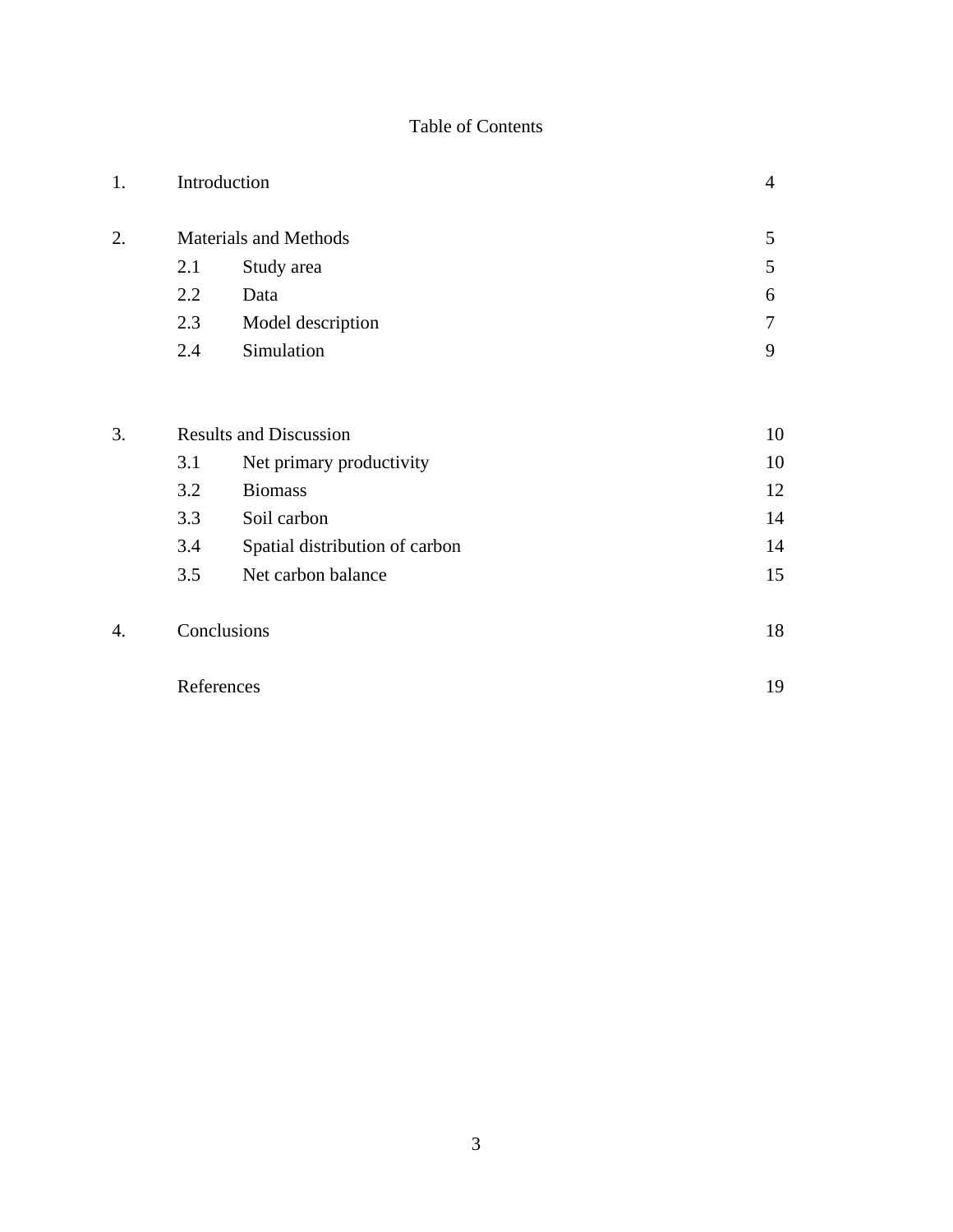# Table of Contents

| | | | |
|---|---|---|---|
| 1. | Introduction | | 4 |
| 2. | Materials and Methods | | 5 |
| | 2.1 | Study area | 5 |
| | 2.2 | Data | 6 |
| | 2.3 | Model description | 7 |
| | 2.4 | Simulation | 9 |
| 3. | Results and Discussion | | 10 |
| | 3.1 | Net primary productivity | 10 |
| | 3.2 | Biomass | 12 |
| | 3.3 | Soil carbon | 14 |
| | 3.4 | Spatial distribution of carbon | 14 |
| | 3.5 | Net carbon balance | 15 |
| 4. | Conclusions | | 18 |
| | References | | 19 |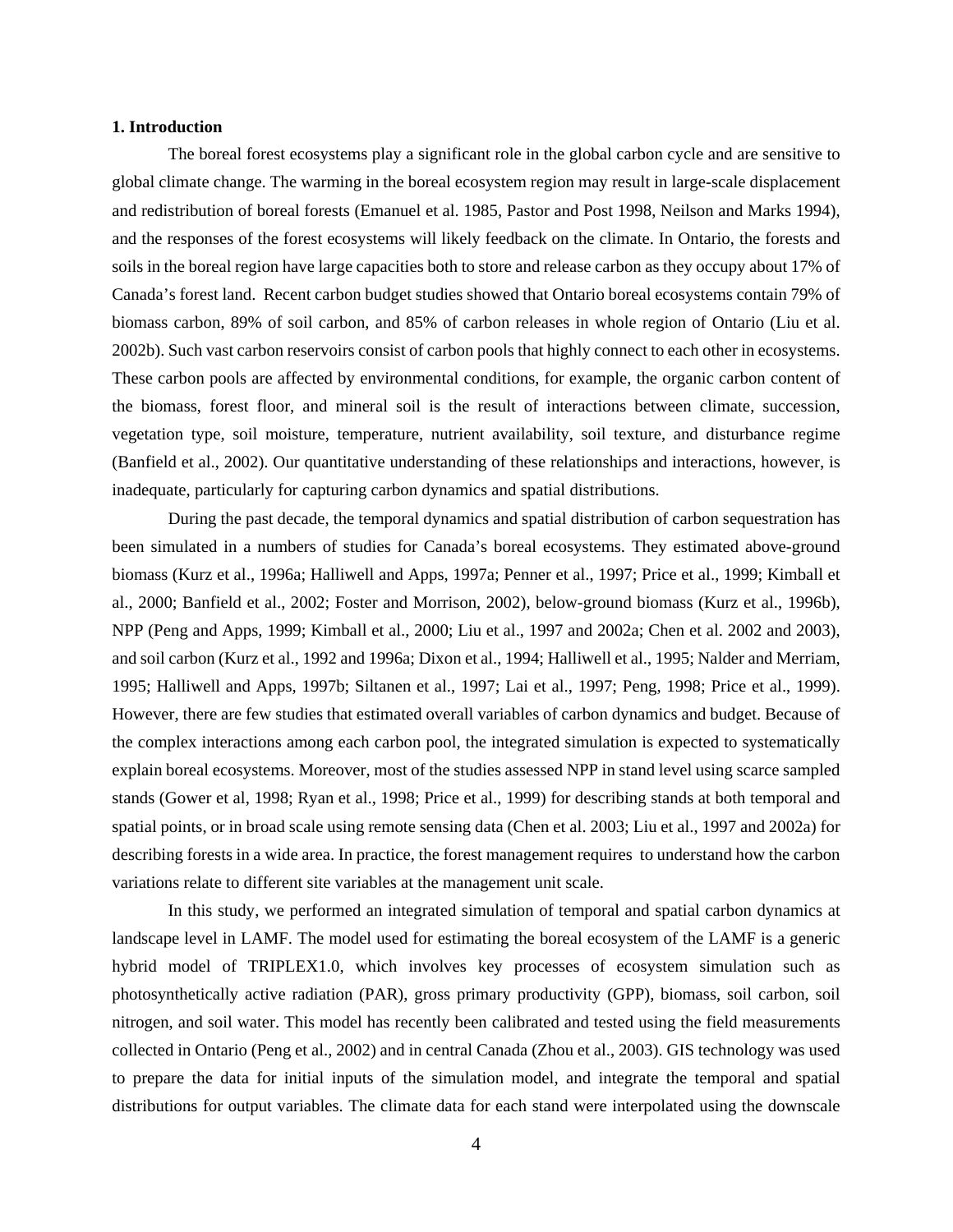## 1. Introduction

The boreal forest ecosystems play a significant role in the global carbon cycle and are sensitive to global climate change. The warming in the boreal ecosystem region may result in large-scale displacement and redistribution of boreal forests (Emanuel et al. 1985, Pastor and Post 1998, Neilson and Marks 1994), and the responses of the forest ecosystems will likely feedback on the climate. In Ontario, the forests and soils in the boreal region have large capacities both to store and release carbon as they occupy about 17% of Canada's forest land. Recent carbon budget studies showed that Ontario boreal ecosystems contain 79% of biomass carbon, 89% of soil carbon, and 85% of carbon releases in whole region of Ontario (Liu et al. 2002b). Such vast carbon reservoirs consist of carbon pools that highly connect to each other in ecosystems. These carbon pools are affected by environmental conditions, for example, the organic carbon content of the biomass, forest floor, and mineral soil is the result of interactions between climate, succession, vegetation type, soil moisture, temperature, nutrient availability, soil texture, and disturbance regime (Banfield et al., 2002). Our quantitative understanding of these relationships and interactions, however, is inadequate, particularly for capturing carbon dynamics and spatial distributions.

During the past decade, the temporal dynamics and spatial distribution of carbon sequestration has been simulated in a numbers of studies for Canada's boreal ecosystems. They estimated above-ground biomass (Kurz et al., 1996a; Halliwell and Apps, 1997a; Penner et al., 1997; Price et al., 1999; Kimball et al., 2000; Banfield et al., 2002; Foster and Morrison, 2002), below-ground biomass (Kurz et al., 1996b), NPP (Peng and Apps, 1999; Kimball et al., 2000; Liu et al., 1997 and 2002a; Chen et al. 2002 and 2003), and soil carbon (Kurz et al., 1992 and 1996a; Dixon et al., 1994; Halliwell et al., 1995; Nalder and Merriam, 1995; Halliwell and Apps, 1997b; Siltanen et al., 1997; Lai et al., 1997; Peng, 1998; Price et al., 1999). However, there are few studies that estimated overall variables of carbon dynamics and budget. Because of the complex interactions among each carbon pool, the integrated simulation is expected to systematically explain boreal ecosystems. Moreover, most of the studies assessed NPP in stand level using scarce sampled stands (Gower et al, 1998; Ryan et al., 1998; Price et al., 1999) for describing stands at both temporal and spatial points, or in broad scale using remote sensing data (Chen et al. 2003; Liu et al., 1997 and 2002a) for describing forests in a wide area. In practice, the forest management requires to understand how the carbon variations relate to different site variables at the management unit scale.

In this study, we performed an integrated simulation of temporal and spatial carbon dynamics at landscape level in LAMF. The model used for estimating the boreal ecosystem of the LAMF is a generic hybrid model of TRIPLEX1.0, which involves key processes of ecosystem simulation such as photosynthetically active radiation (PAR), gross primary productivity (GPP), biomass, soil carbon, soil nitrogen, and soil water. This model has recently been calibrated and tested using the field measurements collected in Ontario (Peng et al., 2002) and in central Canada (Zhou et al., 2003). GIS technology was used to prepare the data for initial inputs of the simulation model, and integrate the temporal and spatial distributions for output variables. The climate data for each stand were interpolated using the downscale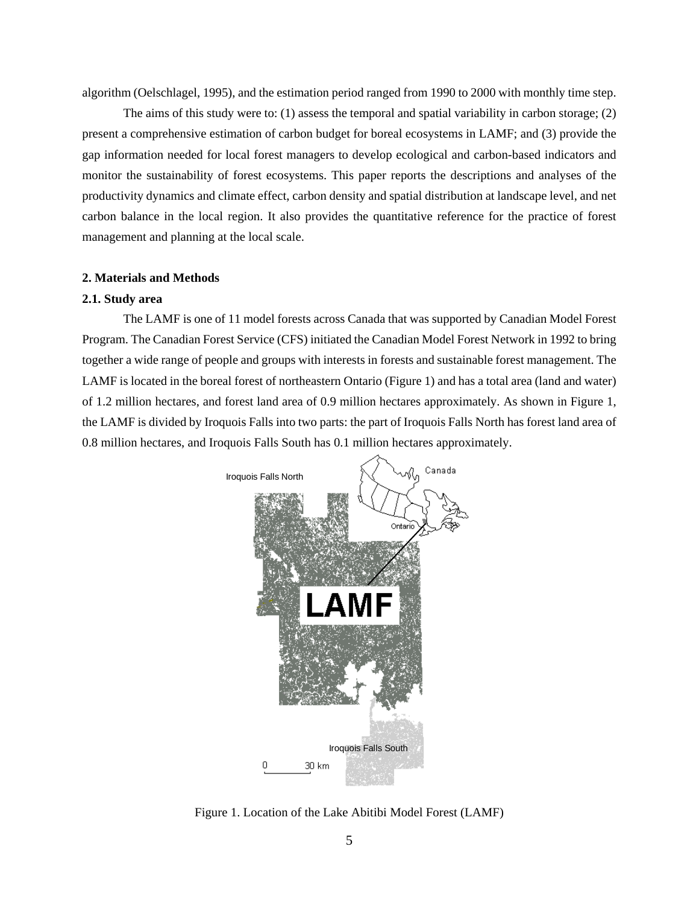algorithm (Oelschlagel, 1995), and the estimation period ranged from 1990 to 2000 with monthly time step.

The aims of this study were to: (1) assess the temporal and spatial variability in carbon storage; (2) present a comprehensive estimation of carbon budget for boreal ecosystems in LAMF; and (3) provide the gap information needed for local forest managers to develop ecological and carbon-based indicators and monitor the sustainability of forest ecosystems. This paper reports the descriptions and analyses of the productivity dynamics and climate effect, carbon density and spatial distribution at landscape level, and net carbon balance in the local region. It also provides the quantitative reference for the practice of forest management and planning at the local scale.

## 2. Materials and Methods

### 2.1. Study area

The LAMF is one of 11 model forests across Canada that was supported by Canadian Model Forest Program. The Canadian Forest Service (CFS) initiated the Canadian Model Forest Network in 1992 to bring together a wide range of people and groups with interests in forests and sustainable forest management. The LAMF is located in the boreal forest of northeastern Ontario (Figure 1) and has a total area (land and water) of 1.2 million hectares, and forest land area of 0.9 million hectares approximately. As shown in Figure 1, the LAMF is divided by Iroquois Falls into two parts: the part of Iroquois Falls North has forest land area of 0.8 million hectares, and Iroquois Falls South has 0.1 million hectares approximately.

Iroquois Falls North

Canada

Ontario

LAMF

Iroquois Falls South

0

30 km

Figure 1. Location of the Lake Abitibi Model Forest (LAMF)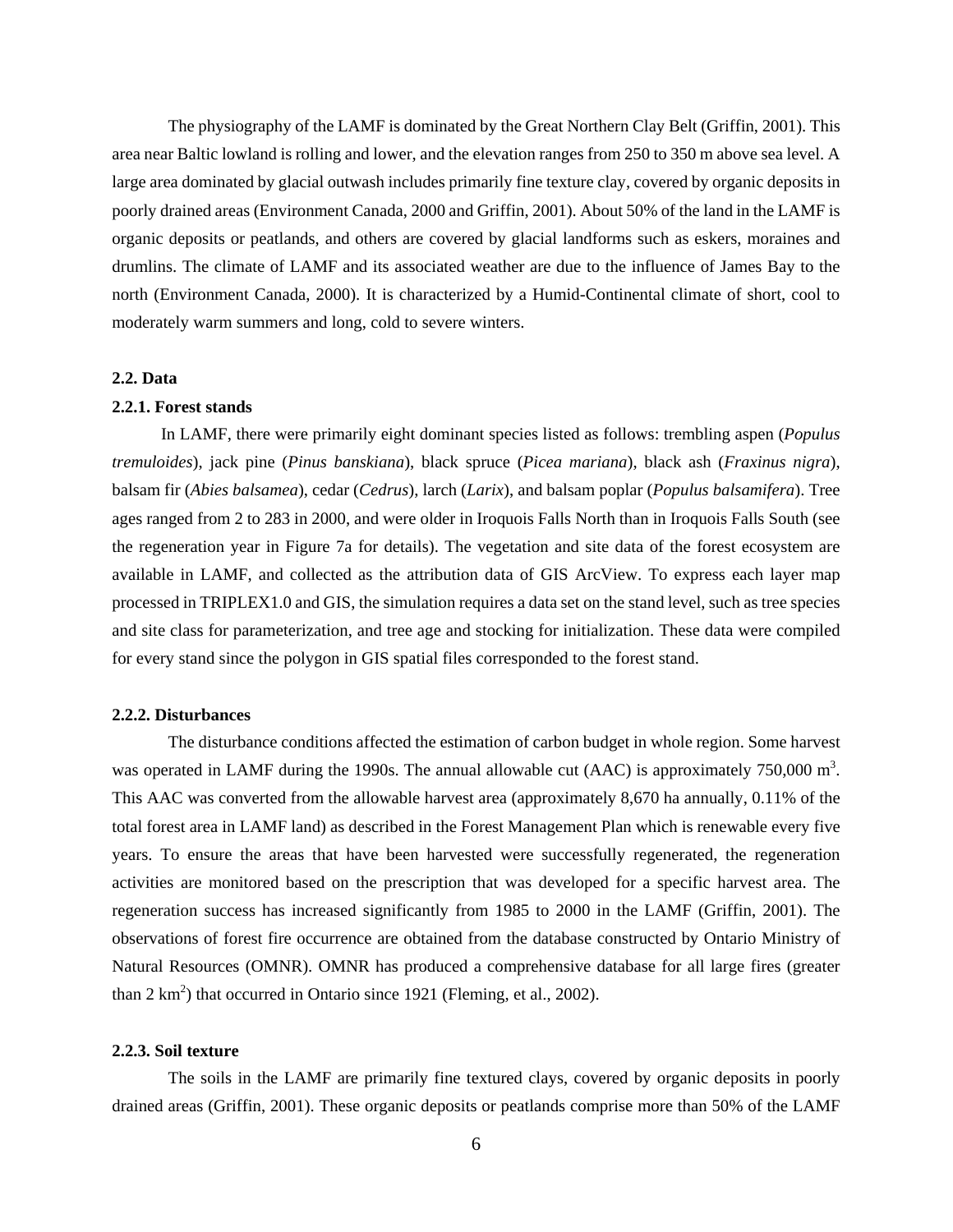The physiography of the LAMF is dominated by the Great Northern Clay Belt (Griffin, 2001). This area near Baltic lowland is rolling and lower, and the elevation ranges from 250 to 350 m above sea level. A large area dominated by glacial outwash includes primarily fine texture clay, covered by organic deposits in poorly drained areas (Environment Canada, 2000 and Griffin, 2001). About 50% of the land in the LAMF is organic deposits or peatlands, and others are covered by glacial landforms such as eskers, moraines and drumlins. The climate of LAMF and its associated weather are due to the influence of James Bay to the north (Environment Canada, 2000). It is characterized by a Humid-Continental climate of short, cool to moderately warm summers and long, cold to severe winters.

### 2.2. Data

#### 2.2.1. Forest stands

In LAMF, there were primarily eight dominant species listed as follows: trembling aspen (*Populus tremuloides*), jack pine (*Pinus banskiana*), black spruce (*Picea mariana*), black ash (*Fraxinus nigra*), balsam fir (*Abies balsamea*), cedar (*Cedrus*), larch (*Larix*), and balsam poplar (*Populus balsamifera*). Tree ages ranged from 2 to 283 in 2000, and were older in Iroquois Falls North than in Iroquois Falls South (see the regeneration year in Figure 7a for details). The vegetation and site data of the forest ecosystem are available in LAMF, and collected as the attribution data of GIS ArcView. To express each layer map processed in TRIPLEX1.0 and GIS, the simulation requires a data set on the stand level, such as tree species and site class for parameterization, and tree age and stocking for initialization. These data were compiled for every stand since the polygon in GIS spatial files corresponded to the forest stand.

#### 2.2.2. Disturbances

The disturbance conditions affected the estimation of carbon budget in whole region. Some harvest was operated in LAMF during the 1990s. The annual allowable cut (AAC) is approximately 750,000 $m^3$. This AAC was converted from the allowable harvest area (approximately 8,670 ha annually, 0.11% of the total forest area in LAMF land) as described in the Forest Management Plan which is renewable every five years. To ensure the areas that have been harvested were successfully regenerated, the regeneration activities are monitored based on the prescription that was developed for a specific harvest area. The regeneration success has increased significantly from 1985 to 2000 in the LAMF (Griffin, 2001). The observations of forest fire occurrence are obtained from the database constructed by Ontario Ministry of Natural Resources (OMNR). OMNR has produced a comprehensive database for all large fires (greater than 2 $km^2$) that occurred in Ontario since 1921 (Fleming, et al., 2002).

#### 2.2.3. Soil texture

The soils in the LAMF are primarily fine textured clays, covered by organic deposits in poorly drained areas (Griffin, 2001). These organic deposits or peatlands comprise more than 50% of the LAMF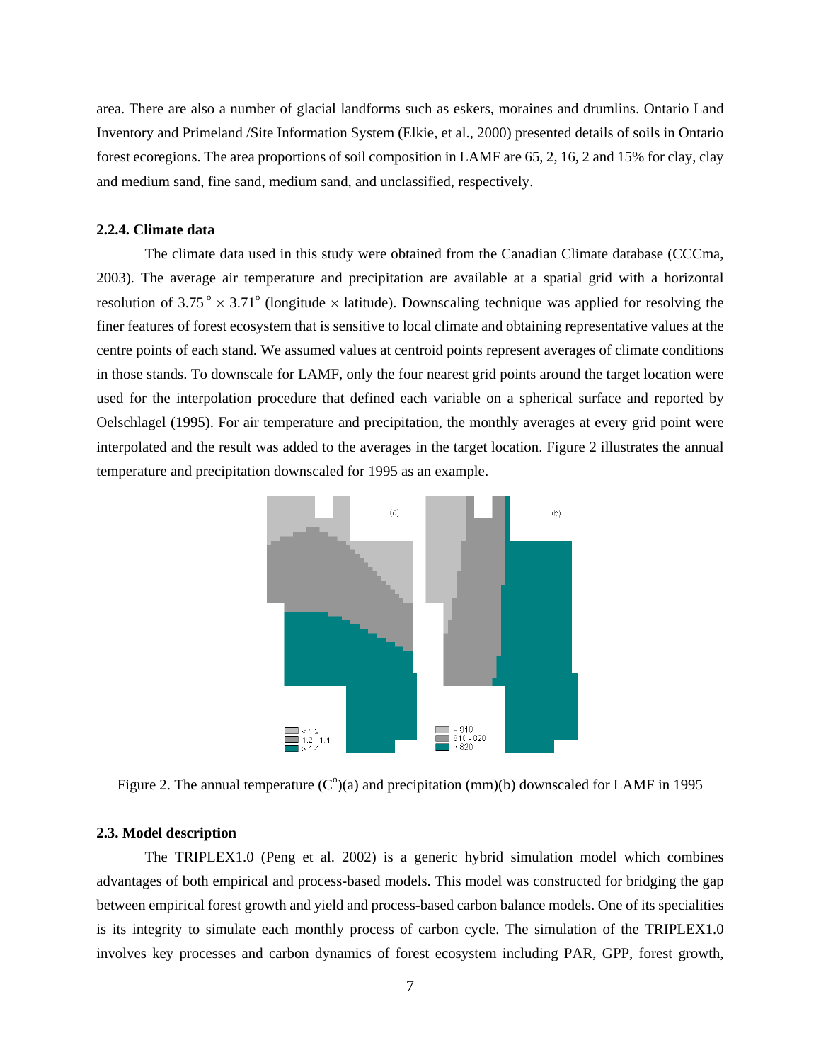area. There are also a number of glacial landforms such as eskers, moraines and drumlins. Ontario Land Inventory and Primeland /Site Information System (Elkie, et al., 2000) presented details of soils in Ontario forest ecoregions. The area proportions of soil composition in LAMF are 65, 2, 16, 2 and 15% for clay, clay and medium sand, fine sand, medium sand, and unclassified, respectively.

### 2.2.4. Climate data

The climate data used in this study were obtained from the Canadian Climate database (CCCma, 2003). The average air temperature and precipitation are available at a spatial grid with a horizontal resolution of $3.75^{o} \times 3.71^{o}$ (longitude $\times$ latitude). Downscaling technique was applied for resolving the finer features of forest ecosystem that is sensitive to local climate and obtaining representative values at the centre points of each stand. We assumed values at centroid points represent averages of climate conditions in those stands. To downscale for LAMF, only the four nearest grid points around the target location were used for the interpolation procedure that defined each variable on a spherical surface and reported by Oelschlagel (1995). For air temperature and precipitation, the monthly averages at every grid point were interpolated and the result was added to the averages in the target location. Figure 2 illustrates the annual temperature and precipitation downscaled for 1995 as an example.

(a)

< 1.2
1.2 - 1.4
> 1.4

(b)

< 810
810 - 820
> 820

Figure 2. The annual temperature ($C^{o}$)(a) and precipitation (mm)(b) downscaled for LAMF in 1995

## 2.3. Model description

The TRIPLEX1.0 (Peng et al. 2002) is a generic hybrid simulation model which combines advantages of both empirical and process-based models. This model was constructed for bridging the gap between empirical forest growth and yield and process-based carbon balance models. One of its specialities is its integrity to simulate each monthly process of carbon cycle. The simulation of the TRIPLEX1.0 involves key processes and carbon dynamics of forest ecosystem including PAR, GPP, forest growth,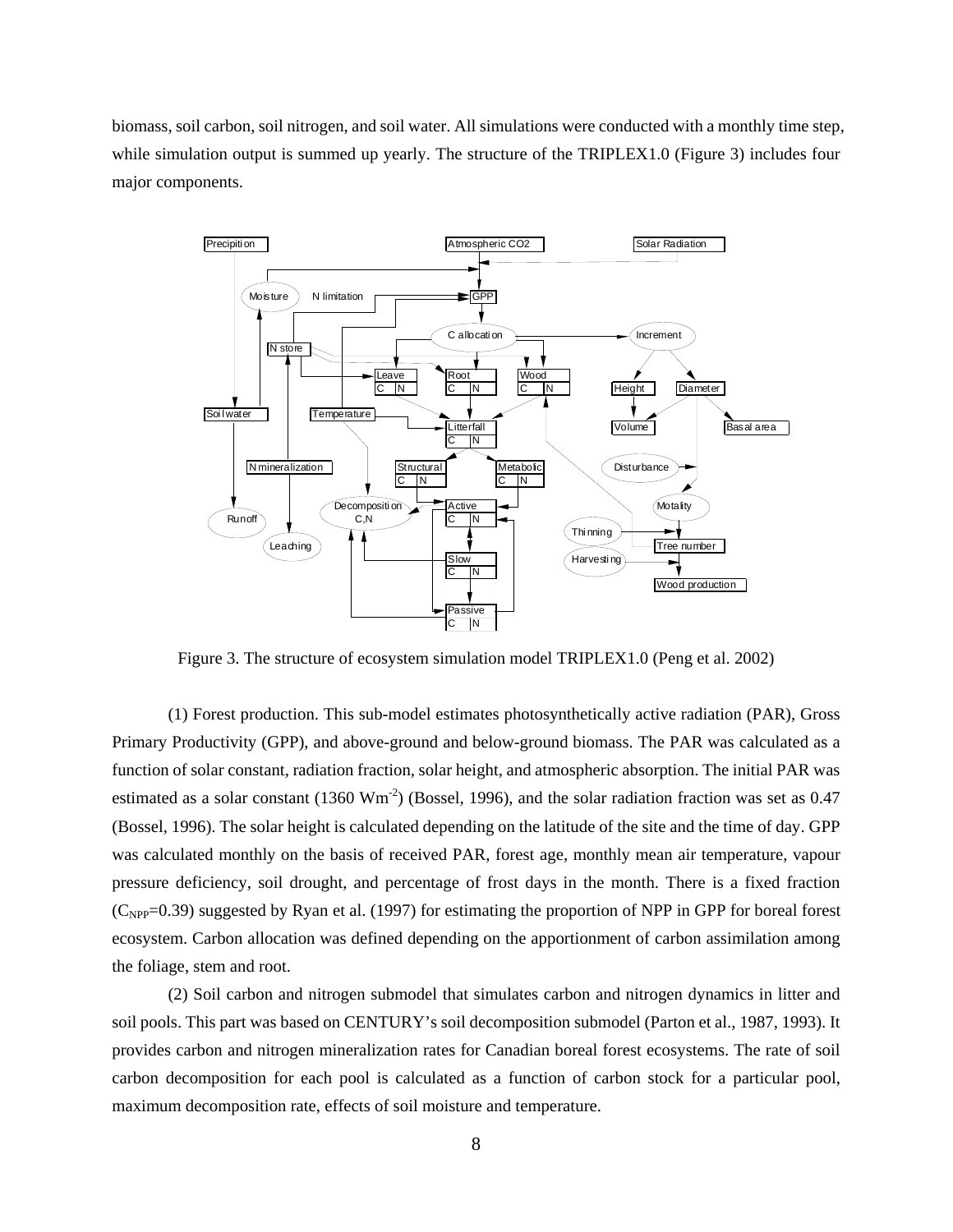biomass, soil carbon, soil nitrogen, and soil water. All simulations were conducted with a monthly time step, while simulation output is summed up yearly. The structure of the TRIPLEX1.0 (Figure 3) includes four major components.

Precipition
Atmospheric CO2
Solar Radiation
Moisture
N limitation
GPP
C allocation
Increment
N store
Leave
Root
Wood
C N
Height
Diameter
Soil water
Temperature
Litterfall
Volume
Basal area
N mineralization
Structural
Metabolic
Disturbance
Decomposition C,N
Active
Motality
Runoff
Thinning
Leaching
Tree number
Slow
Harvesting
Wood production
Passive

Figure 3. The structure of ecosystem simulation model TRIPLEX1.0 (Peng et al. 2002)

(1) Forest production. This sub-model estimates photosynthetically active radiation (PAR), Gross Primary Productivity (GPP), and above-ground and below-ground biomass. The PAR was calculated as a function of solar constant, radiation fraction, solar height, and atmospheric absorption. The initial PAR was estimated as a solar constant (1360 $Wm^{-2}$) (Bossel, 1996), and the solar radiation fraction was set as 0.47 (Bossel, 1996). The solar height is calculated depending on the latitude of the site and the time of day. GPP was calculated monthly on the basis of received PAR, forest age, monthly mean air temperature, vapour pressure deficiency, soil drought, and percentage of frost days in the month. There is a fixed fraction ($C_{NPP}$=0.39) suggested by Ryan et al. (1997) for estimating the proportion of NPP in GPP for boreal forest ecosystem. Carbon allocation was defined depending on the apportionment of carbon assimilation among the foliage, stem and root.

(2) Soil carbon and nitrogen submodel that simulates carbon and nitrogen dynamics in litter and soil pools. This part was based on CENTURY's soil decomposition submodel (Parton et al., 1987, 1993). It provides carbon and nitrogen mineralization rates for Canadian boreal forest ecosystems. The rate of soil carbon decomposition for each pool is calculated as a function of carbon stock for a particular pool, maximum decomposition rate, effects of soil moisture and temperature.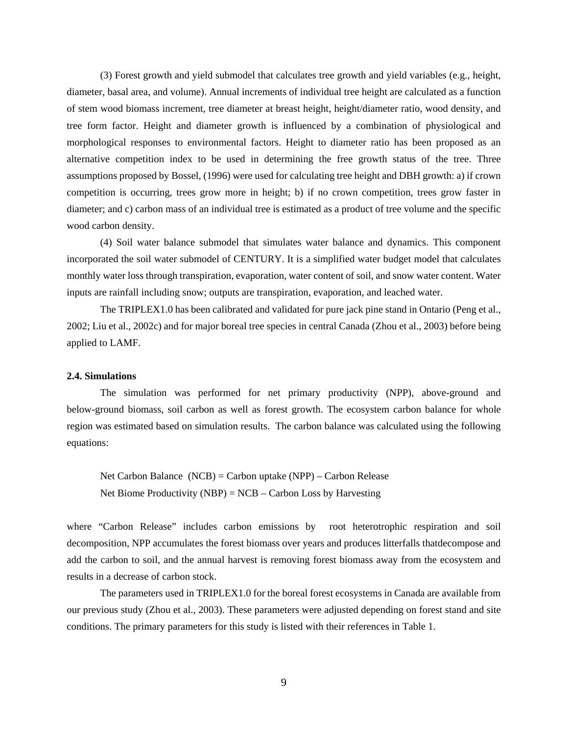(3) Forest growth and yield submodel that calculates tree growth and yield variables (e.g., height, diameter, basal area, and volume). Annual increments of individual tree height are calculated as a function of stem wood biomass increment, tree diameter at breast height, height/diameter ratio, wood density, and tree form factor. Height and diameter growth is influenced by a combination of physiological and morphological responses to environmental factors. Height to diameter ratio has been proposed as an alternative competition index to be used in determining the free growth status of the tree. Three assumptions proposed by Bossel, (1996) were used for calculating tree height and DBH growth: a) if crown competition is occurring, trees grow more in height; b) if no crown competition, trees grow faster in diameter; and c) carbon mass of an individual tree is estimated as a product of tree volume and the specific wood carbon density.

(4) Soil water balance submodel that simulates water balance and dynamics. This component incorporated the soil water submodel of CENTURY. It is a simplified water budget model that calculates monthly water loss through transpiration, evaporation, water content of soil, and snow water content. Water inputs are rainfall including snow; outputs are transpiration, evaporation, and leached water.

The TRIPLEX1.0 has been calibrated and validated for pure jack pine stand in Ontario (Peng et al., 2002; Liu et al., 2002c) and for major boreal tree species in central Canada (Zhou et al., 2003) before being applied to LAMF.

### 2.4. Simulations

The simulation was performed for net primary productivity (NPP), above-ground and below-ground biomass, soil carbon as well as forest growth. The ecosystem carbon balance for whole region was estimated based on simulation results. The carbon balance was calculated using the following equations:

Net Carbon Balance (NCB) = Carbon uptake (NPP) – Carbon Release

Net Biome Productivity (NBP) = NCB – Carbon Loss by Harvesting

where "Carbon Release" includes carbon emissions by root heterotrophic respiration and soil decomposition, NPP accumulates the forest biomass over years and produces litterfalls thatdecompose and add the carbon to soil, and the annual harvest is removing forest biomass away from the ecosystem and results in a decrease of carbon stock.

The parameters used in TRIPLEX1.0 for the boreal forest ecosystems in Canada are available from our previous study (Zhou et al., 2003). These parameters were adjusted depending on forest stand and site conditions. The primary parameters for this study is listed with their references in Table 1.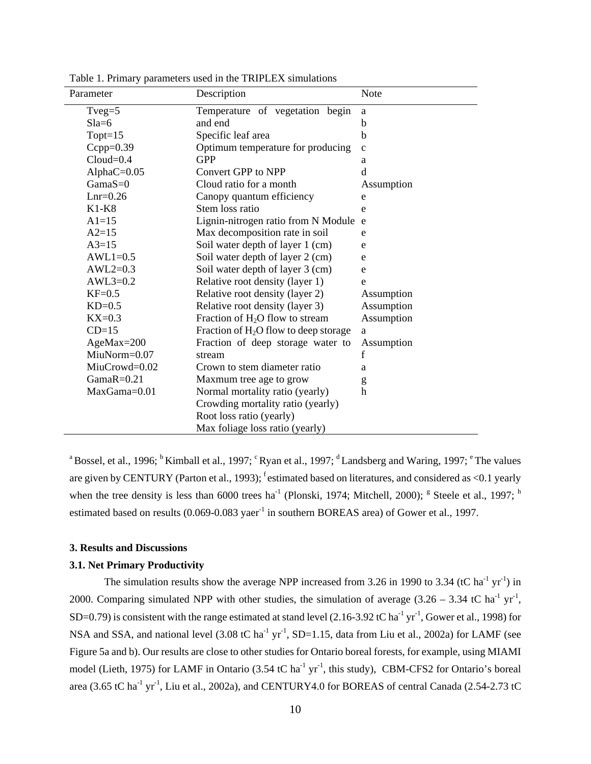Table 1. Primary parameters used in the TRIPLEX simulations

| Parameter | Description | Note |
|---|---|---|
| Tveg=5 | Temperature of vegetation begin | a |
| Sla=6 | and end | b |
| Topt=15 | Specific leaf area | b |
| Ccpp=0.39 | Optimum temperature for producing | c |
| Cloud=0.4 | GPP | a |
| AlphaC=0.05 | Convert GPP to NPP | d |
| GamaS=0 | Cloud ratio for a month | Assumption |
| Lnr=0.26 | Canopy quantum efficiency | e |
| K1-K8 | Stem loss ratio | e |
| A1=15 | Lignin-nitrogen ratio from N Module | e |
| A2=15 | Max decomposition rate in soil | e |
| A3=15 | Soil water depth of layer 1 (cm) | e |
| AWL1=0.5 | Soil water depth of layer 2 (cm) | e |
| AWL2=0.3 | Soil water depth of layer 3 (cm) | e |
| AWL3=0.2 | Relative root density (layer 1) | e |
| KF=0.5 | Relative root density (layer 2) | Assumption |
| KD=0.5 | Relative root density (layer 3) | Assumption |
| KX=0.3 | Fraction of $H_2O$ flow to stream | Assumption |
| CD=15 | Fraction of $H_2O$ flow to deep storage | a |
| AgeMax=200 | Fraction of deep storage water to | Assumption |
| MiuNorm=0.07 | stream | f |
| MiuCrowd=0.02 | Crown to stem diameter ratio | a |
| GamaR=0.21 | Maxmum tree age to grow | g |
| MaxGama=0.01 | Normal mortality ratio (yearly) | h |
| | Crowding mortality ratio (yearly) | |
| | Root loss ratio (yearly) | |
| | Max foliage loss ratio (yearly) | |

[a] Bossel, et al., 1996; [b] Kimball et al., 1997; [c] Ryan et al., 1997; [d] Landsberg and Waring, 1997; [e] The values are given by CENTURY (Parton et al., 1993); [f] estimated based on literatures, and considered as <0.1 yearly when the tree density is less than 6000 trees ha$^{-1}$ (Plonski, 1974; Mitchell, 2000); [g] Steele et al., 1997; [h] estimated based on results (0.069-0.083 yaer$^{-1}$ in southern BOREAS area) of Gower et al., 1997.

## 3. Results and Discussions

### 3.1. Net Primary Productivity

The simulation results show the average NPP increased from 3.26 in 1990 to 3.34 (tC ha$^{-1}$ yr$^{-1}$) in 2000. Comparing simulated NPP with other studies, the simulation of average (3.26 – 3.34 tC ha$^{-1}$ yr$^{-1}$, SD=0.79) is consistent with the range estimated at stand level (2.16-3.92 tC ha$^{-1}$ yr$^{-1}$, Gower et al., 1998) for NSA and SSA, and national level (3.08 tC ha$^{-1}$ yr$^{-1}$, SD=1.15, data from Liu et al., 2002a) for LAMF (see Figure 5a and b). Our results are close to other studies for Ontario boreal forests, for example, using MIAMI model (Lieth, 1975) for LAMF in Ontario (3.54 tC ha$^{-1}$ yr$^{-1}$, this study), CBM-CFS2 for Ontario's boreal area (3.65 tC ha$^{-1}$ yr$^{-1}$, Liu et al., 2002a), and CENTURY4.0 for BOREAS of central Canada (2.54-2.73 tC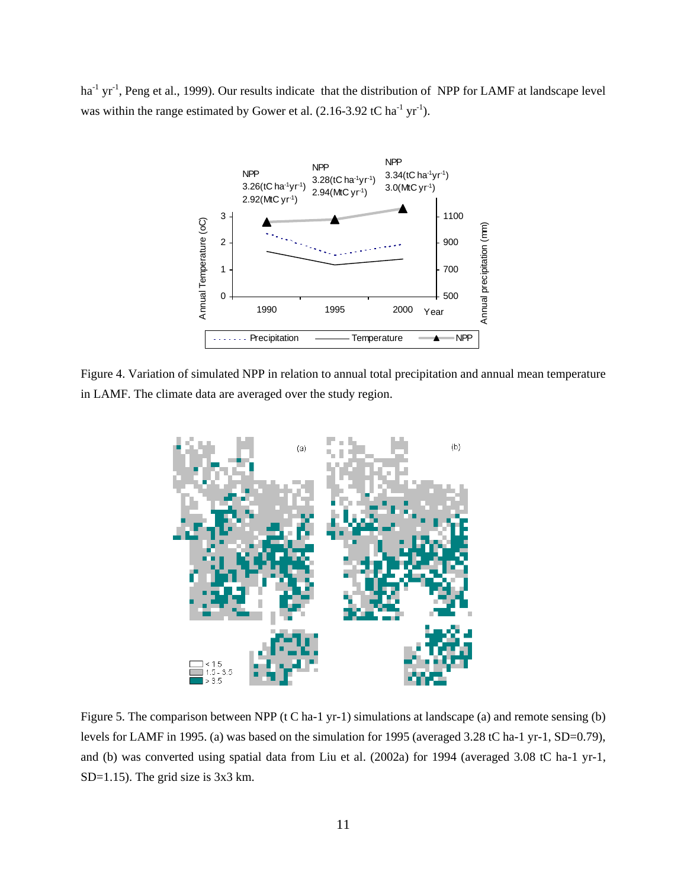$ha^{-1}$ $yr^{-1}$, Peng et al., 1999). Our results indicate that the distribution of NPP for LAMF at landscape level was within the range estimated by Gower et al. (2.16-3.92 tC $ha^{-1}$ $yr^{-1}$).

NPP
3.26(tC $ha^{-1}yr^{-1}$)
2.92(MtC $yr^{-1}$)

NPP
3.28(tC $ha^{-1}yr^{-1}$)
2.94(MtC $yr^{-1}$)

NPP
3.34(tC $ha^{-1}yr^{-1}$)
3.0(MtC $yr^{-1}$)

Annual Temperature (oC)

0
1
2
3

1990
1995
2000
Year

Annual precipitation (mm)

500
700
900
1100

Precipitation
Temperature
NPP

Figure 4. Variation of simulated NPP in relation to annual total precipitation and annual mean temperature in LAMF. The climate data are averaged over the study region.

(a)
(b)

< 1.5
1.5 - 3.5
> 3.5

Figure 5. The comparison between NPP (t C ha-1 yr-1) simulations at landscape (a) and remote sensing (b) levels for LAMF in 1995. (a) was based on the simulation for 1995 (averaged 3.28 tC ha-1 yr-1, SD=0.79), and (b) was converted using spatial data from Liu et al. (2002a) for 1994 (averaged 3.08 tC ha-1 yr-1, SD=1.15). The grid size is 3x3 km.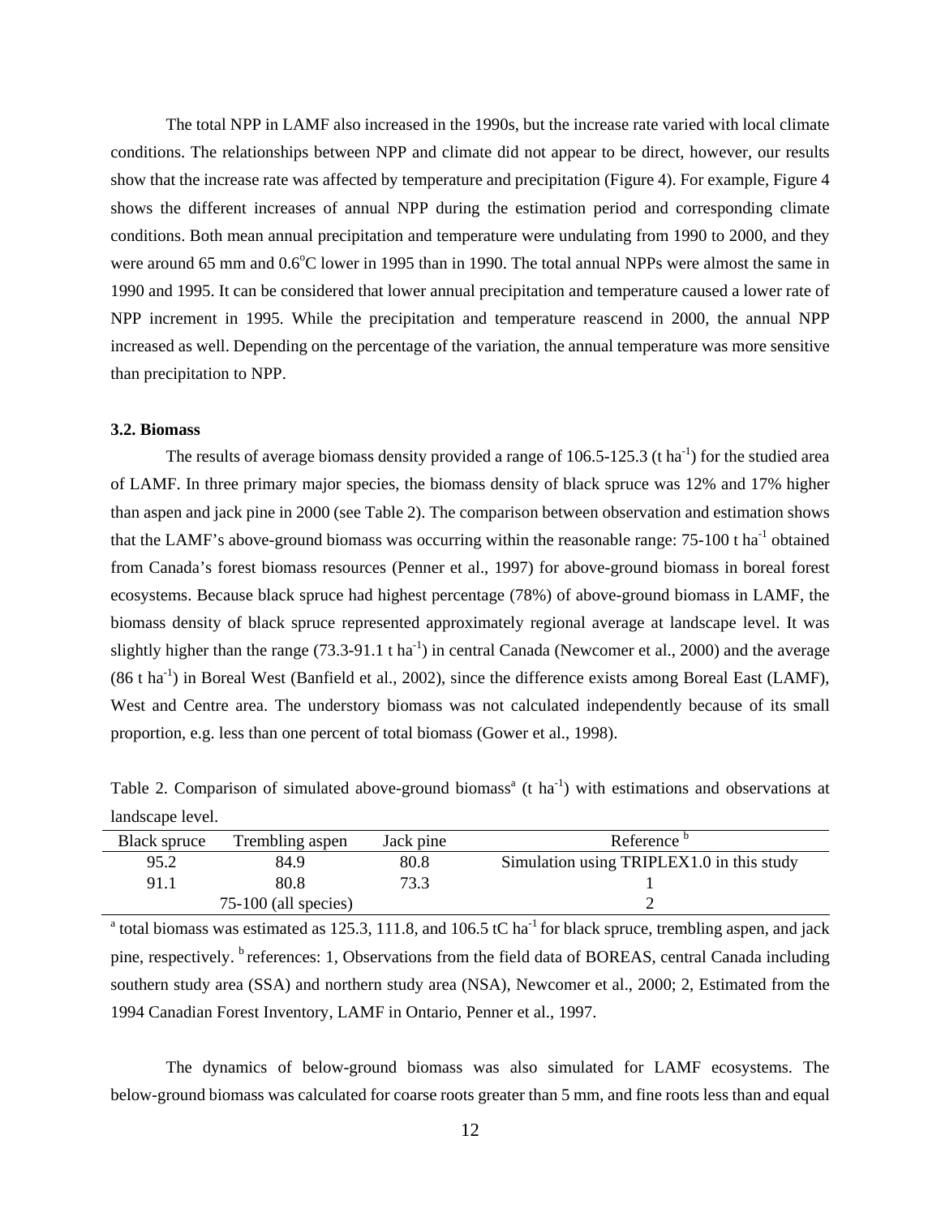The total NPP in LAMF also increased in the 1990s, but the increase rate varied with local climate conditions. The relationships between NPP and climate did not appear to be direct, however, our results show that the increase rate was affected by temperature and precipitation (Figure 4). For example, Figure 4 shows the different increases of annual NPP during the estimation period and corresponding climate conditions. Both mean annual precipitation and temperature were undulating from 1990 to 2000, and they were around 65 mm and 0.6$^{o}$C lower in 1995 than in 1990. The total annual NPPs were almost the same in 1990 and 1995. It can be considered that lower annual precipitation and temperature caused a lower rate of NPP increment in 1995. While the precipitation and temperature reascend in 2000, the annual NPP increased as well. Depending on the percentage of the variation, the annual temperature was more sensitive than precipitation to NPP.

### 3.2. Biomass

The results of average biomass density provided a range of 106.5-125.3 (t ha$^{-1}$) for the studied area of LAMF. In three primary major species, the biomass density of black spruce was 12% and 17% higher than aspen and jack pine in 2000 (see Table 2). The comparison between observation and estimation shows that the LAMF's above-ground biomass was occurring within the reasonable range: 75-100 t ha$^{-1}$ obtained from Canada's forest biomass resources (Penner et al., 1997) for above-ground biomass in boreal forest ecosystems. Because black spruce had highest percentage (78%) of above-ground biomass in LAMF, the biomass density of black spruce represented approximately regional average at landscape level. It was slightly higher than the range (73.3-91.1 t ha$^{-1}$) in central Canada (Newcomer et al., 2000) and the average (86 t ha$^{-1}$) in Boreal West (Banfield et al., 2002), since the difference exists among Boreal East (LAMF), West and Centre area. The understory biomass was not calculated independently because of its small proportion, e.g. less than one percent of total biomass (Gower et al., 1998).

Table 2. Comparison of simulated above-ground biomass[a] (t ha$^{-1}$) with estimations and observations at landscape level.

| Black spruce | Trembling aspen | Jack pine | Reference [b] |
|---|---|---|---|
| 95.2 | 84.9 | 80.8 | Simulation using TRIPLEX1.0 in this study |
| 91.1 | 80.8 | 73.3 | 1 |
| | 75-100 (all species) | | 2 |

[a] total biomass was estimated as 125.3, 111.8, and 106.5 tC ha$^{-1}$ for black spruce, trembling aspen, and jack pine, respectively. [b] references: 1, Observations from the field data of BOREAS, central Canada including southern study area (SSA) and northern study area (NSA), Newcomer et al., 2000; 2, Estimated from the 1994 Canadian Forest Inventory, LAMF in Ontario, Penner et al., 1997.

The dynamics of below-ground biomass was also simulated for LAMF ecosystems. The below-ground biomass was calculated for coarse roots greater than 5 mm, and fine roots less than and equal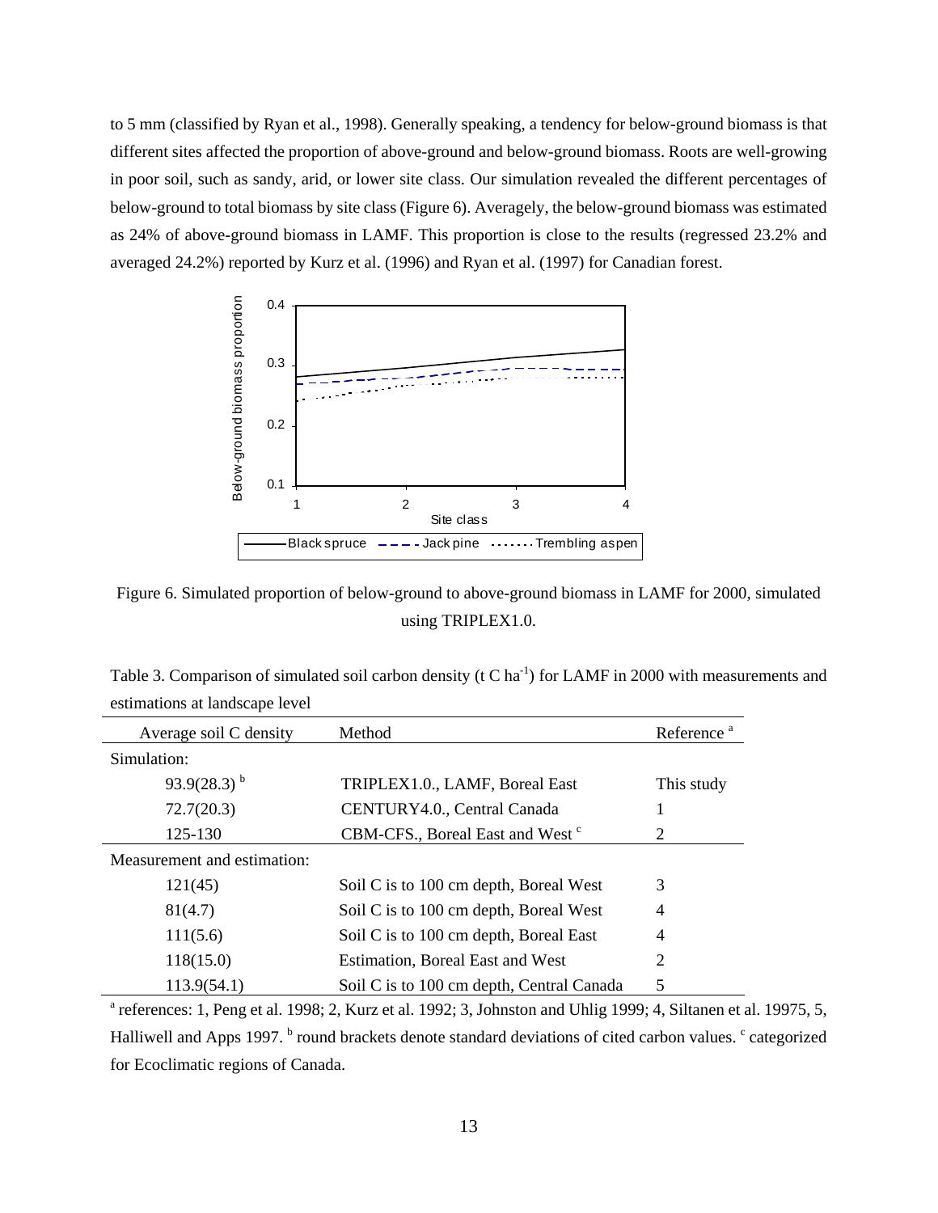to 5 mm (classified by Ryan et al., 1998). Generally speaking, a tendency for below-ground biomass is that different sites affected the proportion of above-ground and below-ground biomass. Roots are well-growing in poor soil, such as sandy, arid, or lower site class. Our simulation revealed the different percentages of below-ground to total biomass by site class (Figure 6). Averagely, the below-ground biomass was estimated as 24% of above-ground biomass in LAMF. This proportion is close to the results (regressed 23.2% and averaged 24.2%) reported by Kurz et al. (1996) and Ryan et al. (1997) for Canadian forest.

Below-ground biomass proportion
0.4
0.3
0.2
0.1
1
2
3
4
Site class
Black spruce
Jack pine
Trembling aspen

Figure 6. Simulated proportion of below-ground to above-ground biomass in LAMF for 2000, simulated using TRIPLEX1.0.

Table 3. Comparison of simulated soil carbon density (t C ha$^{-1}$) for LAMF in 2000 with measurements and estimations at landscape level

| Average soil C density | Method | Reference [a] |
|---|---|---|
| Simulation: | | |
| 93.9(28.3) [b] | TRIPLEX1.0., LAMF, Boreal East | This study |
| 72.7(20.3) | CENTURY4.0., Central Canada | 1 |
| 125-130 | CBM-CFS., Boreal East and West [c] | 2 |
| Measurement and estimation: | | |
| 121(45) | Soil C is to 100 cm depth, Boreal West | 3 |
| 81(4.7) | Soil C is to 100 cm depth, Boreal West | 4 |
| 111(5.6) | Soil C is to 100 cm depth, Boreal East | 4 |
| 118(15.0) | Estimation, Boreal East and West | 2 |
| 113.9(54.1) | Soil C is to 100 cm depth, Central Canada | 5 |

[a] references: 1, Peng et al. 1998; 2, Kurz et al. 1992; 3, Johnston and Uhlig 1999; 4, Siltanen et al. 19975, 5, Halliwell and Apps 1997. [b] round brackets denote standard deviations of cited carbon values. [c] categorized for Ecoclimatic regions of Canada.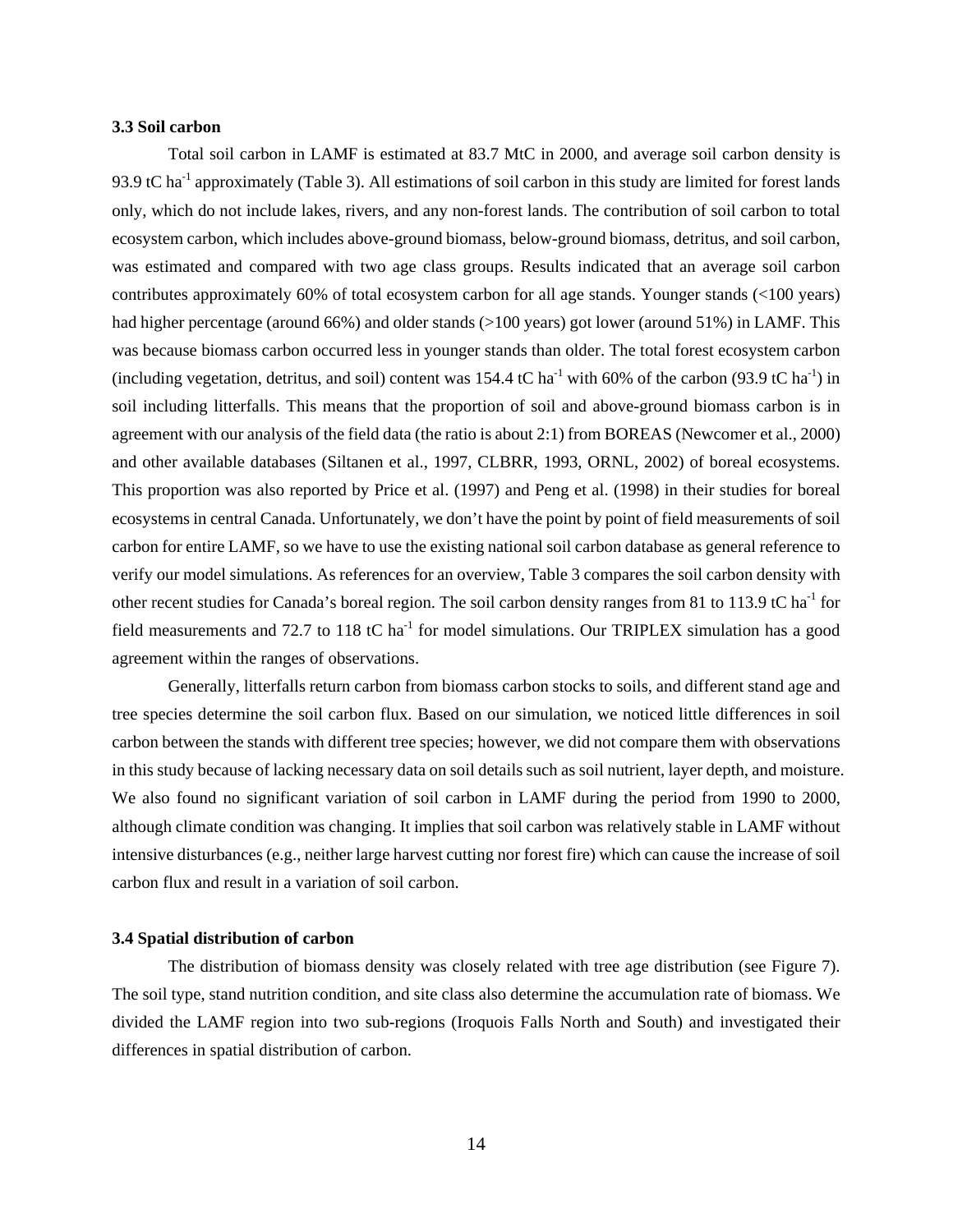### 3.3 Soil carbon

Total soil carbon in LAMF is estimated at 83.7 MtC in 2000, and average soil carbon density is 93.9 tC $ha^{-1}$ approximately (Table 3). All estimations of soil carbon in this study are limited for forest lands only, which do not include lakes, rivers, and any non-forest lands. The contribution of soil carbon to total ecosystem carbon, which includes above-ground biomass, below-ground biomass, detritus, and soil carbon, was estimated and compared with two age class groups. Results indicated that an average soil carbon contributes approximately 60% of total ecosystem carbon for all age stands. Younger stands (<100 years) had higher percentage (around 66%) and older stands (>100 years) got lower (around 51%) in LAMF. This was because biomass carbon occurred less in younger stands than older. The total forest ecosystem carbon (including vegetation, detritus, and soil) content was 154.4 tC $ha^{-1}$ with 60% of the carbon (93.9 tC $ha^{-1}$) in soil including litterfalls. This means that the proportion of soil and above-ground biomass carbon is in agreement with our analysis of the field data (the ratio is about 2:1) from BOREAS (Newcomer et al., 2000) and other available databases (Siltanen et al., 1997, CLBRR, 1993, ORNL, 2002) of boreal ecosystems. This proportion was also reported by Price et al. (1997) and Peng et al. (1998) in their studies for boreal ecosystems in central Canada. Unfortunately, we don't have the point by point of field measurements of soil carbon for entire LAMF, so we have to use the existing national soil carbon database as general reference to verify our model simulations. As references for an overview, Table 3 compares the soil carbon density with other recent studies for Canada's boreal region. The soil carbon density ranges from 81 to 113.9 tC $ha^{-1}$ for field measurements and 72.7 to 118 tC $ha^{-1}$ for model simulations. Our TRIPLEX simulation has a good agreement within the ranges of observations.

Generally, litterfalls return carbon from biomass carbon stocks to soils, and different stand age and tree species determine the soil carbon flux. Based on our simulation, we noticed little differences in soil carbon between the stands with different tree species; however, we did not compare them with observations in this study because of lacking necessary data on soil details such as soil nutrient, layer depth, and moisture. We also found no significant variation of soil carbon in LAMF during the period from 1990 to 2000, although climate condition was changing. It implies that soil carbon was relatively stable in LAMF without intensive disturbances (e.g., neither large harvest cutting nor forest fire) which can cause the increase of soil carbon flux and result in a variation of soil carbon.

### 3.4 Spatial distribution of carbon

The distribution of biomass density was closely related with tree age distribution (see Figure 7). The soil type, stand nutrition condition, and site class also determine the accumulation rate of biomass. We divided the LAMF region into two sub-regions (Iroquois Falls North and South) and investigated their differences in spatial distribution of carbon.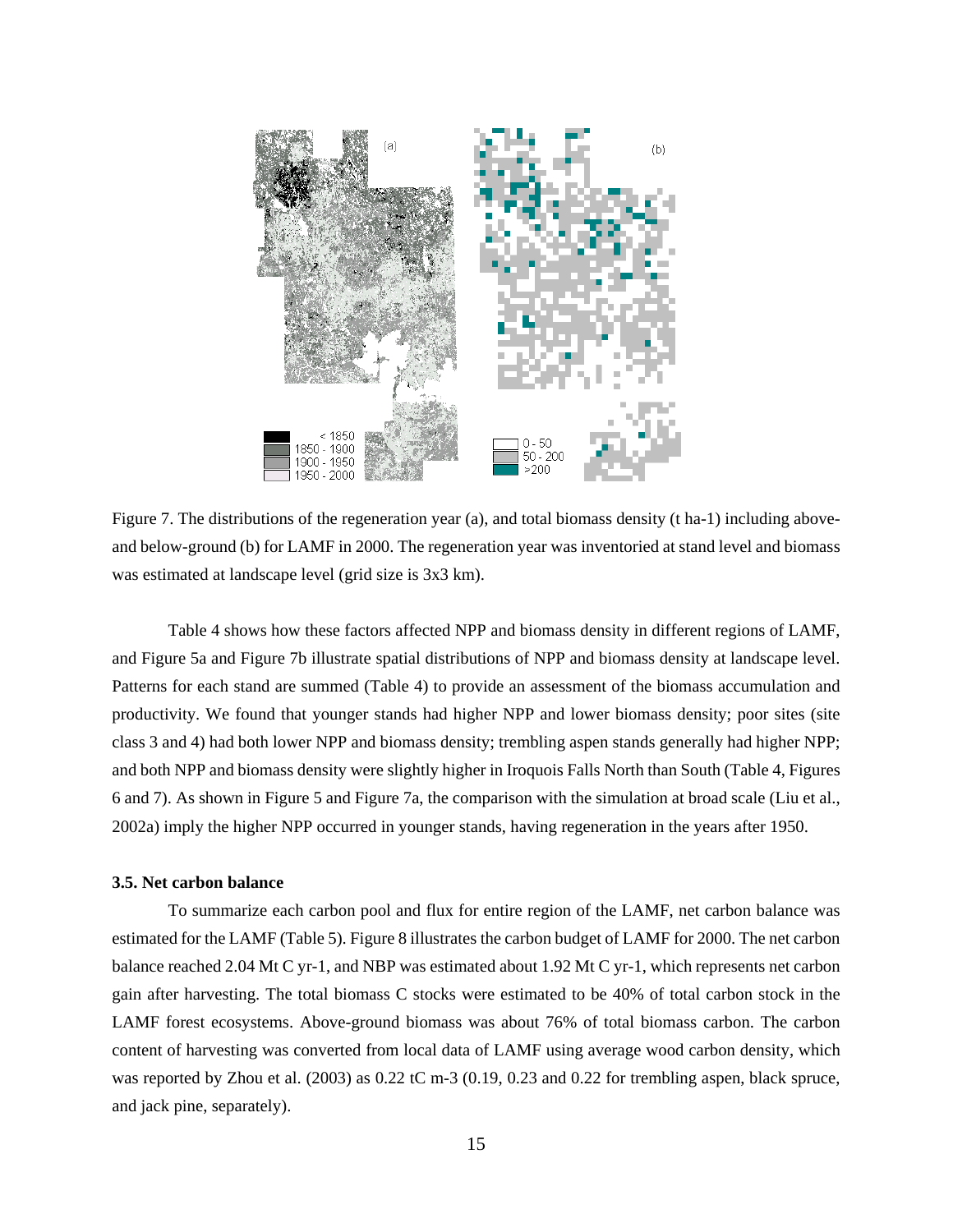(a)

< 1850
1850 - 1900
1900 - 1950
1950 - 2000

(b)

0 - 50
50 - 200
>200

Figure 7. The distributions of the regeneration year (a), and total biomass density (t ha-1) including above- and below-ground (b) for LAMF in 2000. The regeneration year was inventoried at stand level and biomass was estimated at landscape level (grid size is 3x3 km).

Table 4 shows how these factors affected NPP and biomass density in different regions of LAMF, and Figure 5a and Figure 7b illustrate spatial distributions of NPP and biomass density at landscape level. Patterns for each stand are summed (Table 4) to provide an assessment of the biomass accumulation and productivity. We found that younger stands had higher NPP and lower biomass density; poor sites (site class 3 and 4) had both lower NPP and biomass density; trembling aspen stands generally had higher NPP; and both NPP and biomass density were slightly higher in Iroquois Falls North than South (Table 4, Figures 6 and 7). As shown in Figure 5 and Figure 7a, the comparison with the simulation at broad scale (Liu et al., 2002a) imply the higher NPP occurred in younger stands, having regeneration in the years after 1950.

### 3.5. Net carbon balance

To summarize each carbon pool and flux for entire region of the LAMF, net carbon balance was estimated for the LAMF (Table 5). Figure 8 illustrates the carbon budget of LAMF for 2000. The net carbon balance reached 2.04 Mt C yr-1, and NBP was estimated about 1.92 Mt C yr-1, which represents net carbon gain after harvesting. The total biomass C stocks were estimated to be 40% of total carbon stock in the LAMF forest ecosystems. Above-ground biomass was about 76% of total biomass carbon. The carbon content of harvesting was converted from local data of LAMF using average wood carbon density, which was reported by Zhou et al. (2003) as 0.22 tC m-3 (0.19, 0.23 and 0.22 for trembling aspen, black spruce, and jack pine, separately).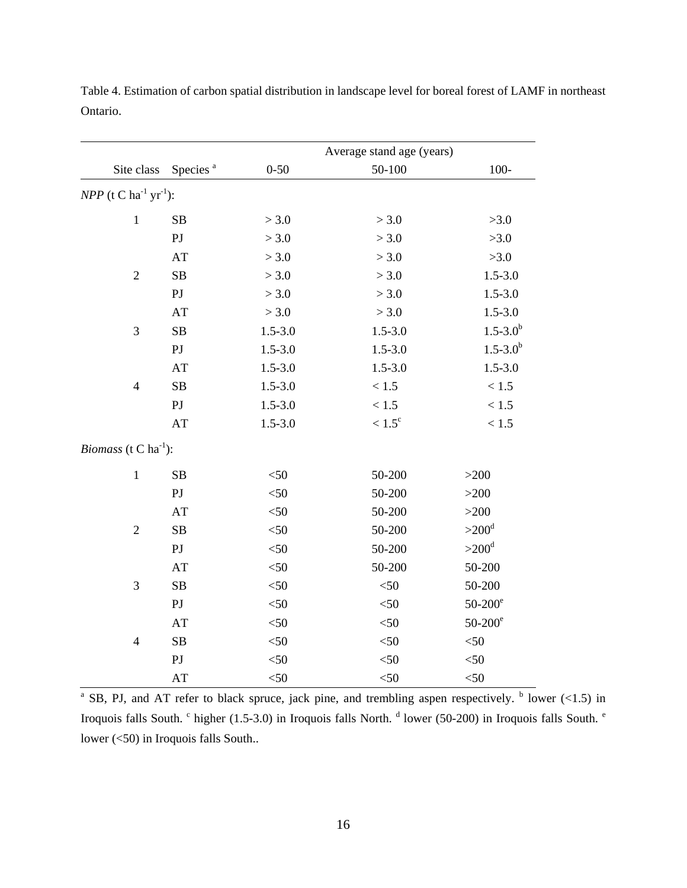Table 4. Estimation of carbon spatial distribution in landscape level for boreal forest of LAMF in northeast Ontario.

| | | Average stand age (years) | | |
|---|---|---|---|---|
| Site class | Species [a] | 0-50 | 50-100 | 100- |
| *NPP* (t C $ha^{-1}$ $yr^{-1}$): | | | | |
| 1 | SB | > 3.0 | > 3.0 | >3.0 |
| | PJ | > 3.0 | > 3.0 | >3.0 |
| | AT | > 3.0 | > 3.0 | >3.0 |
| 2 | SB | > 3.0 | > 3.0 | 1.5-3.0 |
| | PJ | > 3.0 | > 3.0 | 1.5-3.0 |
| | AT | > 3.0 | > 3.0 | 1.5-3.0 |
| 3 | SB | 1.5-3.0 | 1.5-3.0 | 1.5-3.0[b] |
| | PJ | 1.5-3.0 | 1.5-3.0 | 1.5-3.0[b] |
| | AT | 1.5-3.0 | 1.5-3.0 | 1.5-3.0 |
| 4 | SB | 1.5-3.0 | < 1.5 | < 1.5 |
| | PJ | 1.5-3.0 | < 1.5 | < 1.5 |
| | AT | 1.5-3.0 | < 1.5[c] | < 1.5 |
| *Biomass* (t C $ha^{-1}$): | | | | |
| 1 | SB | <50 | 50-200 | >200 |
| | PJ | <50 | 50-200 | >200 |
| | AT | <50 | 50-200 | >200 |
| 2 | SB | <50 | 50-200 | >200[d] |
| | PJ | <50 | 50-200 | >200[d] |
| | AT | <50 | 50-200 | 50-200 |
| 3 | SB | <50 | <50 | 50-200 |
| | PJ | <50 | <50 | 50-200[e] |
| | AT | <50 | <50 | 50-200[e] |
| 4 | SB | <50 | <50 | <50 |
| | PJ | <50 | <50 | <50 |
| | AT | <50 | <50 | <50 |

[a] SB, PJ, and AT refer to black spruce, jack pine, and trembling aspen respectively. [b] lower (<1.5) in Iroquois falls South. [c] higher (1.5-3.0) in Iroquois falls North. [d] lower (50-200) in Iroquois falls South. [e] lower (<50) in Iroquois falls South..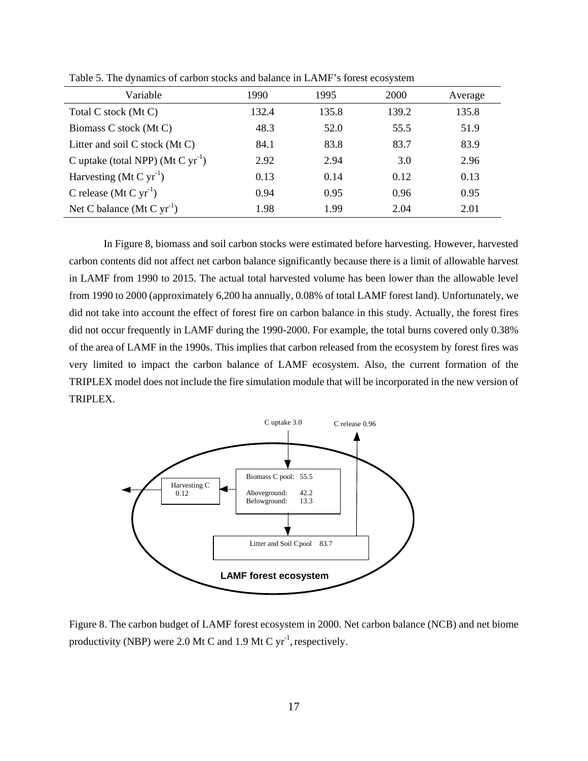Table 5. The dynamics of carbon stocks and balance in LAMF's forest ecosystem

| Variable | 1990 | 1995 | 2000 | Average |
|---|---|---|---|---|
| Total C stock (Mt C) | 132.4 | 135.8 | 139.2 | 135.8 |
| Biomass C stock (Mt C) | 48.3 | 52.0 | 55.5 | 51.9 |
| Litter and soil C stock (Mt C) | 84.1 | 83.8 | 83.7 | 83.9 |
| C uptake (total NPP) (Mt C $yr^{-1}$) | 2.92 | 2.94 | 3.0 | 2.96 |
| Harvesting (Mt C $yr^{-1}$) | 0.13 | 0.14 | 0.12 | 0.13 |
| C release (Mt C $yr^{-1}$) | 0.94 | 0.95 | 0.96 | 0.95 |
| Net C balance (Mt C $yr^{-1}$) | 1.98 | 1.99 | 2.04 | 2.01 |

In Figure 8, biomass and soil carbon stocks were estimated before harvesting. However, harvested carbon contents did not affect net carbon balance significantly because there is a limit of allowable harvest in LAMF from 1990 to 2015. The actual total harvested volume has been lower than the allowable level from 1990 to 2000 (approximately 6,200 ha annually, 0.08% of total LAMF forest land). Unfortunately, we did not take into account the effect of forest fire on carbon balance in this study. Actually, the forest fires did not occur frequently in LAMF during the 1990-2000. For example, the total burns covered only 0.38% of the area of LAMF in the 1990s. This implies that carbon released from the ecosystem by forest fires was very limited to impact the carbon balance of LAMF ecosystem. Also, the current formation of the TRIPLEX model does not include the fire simulation module that will be incorporated in the new version of TRIPLEX.

C uptake 3.0

C release 0.96

Harvesting C 0.12

Biomass C pool: 55.5

Aboveground: 42.2

Belowground: 13.3

Litter and Soil Cpool 83.7

**LAMF forest ecosystem**

Figure 8. The carbon budget of LAMF forest ecosystem in 2000. Net carbon balance (NCB) and net biome productivity (NBP) were 2.0 Mt C and 1.9 Mt C $yr^{-1}$, respectively.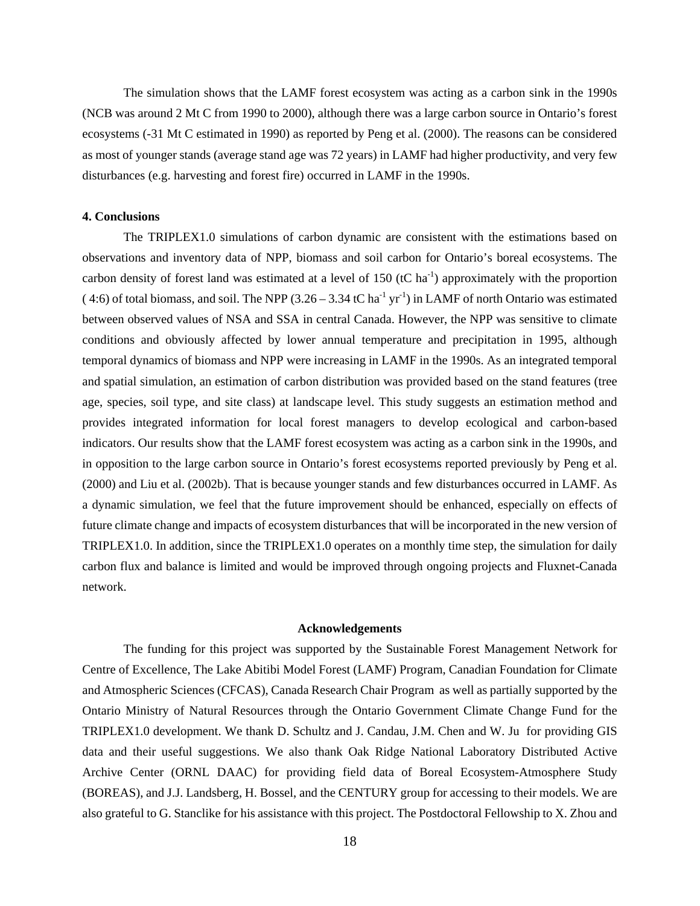The simulation shows that the LAMF forest ecosystem was acting as a carbon sink in the 1990s (NCB was around 2 Mt C from 1990 to 2000), although there was a large carbon source in Ontario's forest ecosystems (-31 Mt C estimated in 1990) as reported by Peng et al. (2000). The reasons can be considered as most of younger stands (average stand age was 72 years) in LAMF had higher productivity, and very few disturbances (e.g. harvesting and forest fire) occurred in LAMF in the 1990s.

**4. Conclusions**

The TRIPLEX1.0 simulations of carbon dynamic are consistent with the estimations based on observations and inventory data of NPP, biomass and soil carbon for Ontario's boreal ecosystems. The carbon density of forest land was estimated at a level of 150 (tC $ha^{-1}$) approximately with the proportion ( 4:6) of total biomass, and soil. The NPP (3.26 – 3.34 tC $ha^{-1}$ $yr^{-1}$) in LAMF of north Ontario was estimated between observed values of NSA and SSA in central Canada. However, the NPP was sensitive to climate conditions and obviously affected by lower annual temperature and precipitation in 1995, although temporal dynamics of biomass and NPP were increasing in LAMF in the 1990s. As an integrated temporal and spatial simulation, an estimation of carbon distribution was provided based on the stand features (tree age, species, soil type, and site class) at landscape level. This study suggests an estimation method and provides integrated information for local forest managers to develop ecological and carbon-based indicators. Our results show that the LAMF forest ecosystem was acting as a carbon sink in the 1990s, and in opposition to the large carbon source in Ontario's forest ecosystems reported previously by Peng et al. (2000) and Liu et al. (2002b). That is because younger stands and few disturbances occurred in LAMF. As a dynamic simulation, we feel that the future improvement should be enhanced, especially on effects of future climate change and impacts of ecosystem disturbances that will be incorporated in the new version of TRIPLEX1.0. In addition, since the TRIPLEX1.0 operates on a monthly time step, the simulation for daily carbon flux and balance is limited and would be improved through ongoing projects and Fluxnet-Canada network.

## Acknowledgements

The funding for this project was supported by the Sustainable Forest Management Network for Centre of Excellence, The Lake Abitibi Model Forest (LAMF) Program, Canadian Foundation for Climate and Atmospheric Sciences (CFCAS), Canada Research Chair Program as well as partially supported by the Ontario Ministry of Natural Resources through the Ontario Government Climate Change Fund for the TRIPLEX1.0 development. We thank D. Schultz and J. Candau, J.M. Chen and W. Ju for providing GIS data and their useful suggestions. We also thank Oak Ridge National Laboratory Distributed Active Archive Center (ORNL DAAC) for providing field data of Boreal Ecosystem-Atmosphere Study (BOREAS), and J.J. Landsberg, H. Bossel, and the CENTURY group for accessing to their models. We are also grateful to G. Stanclike for his assistance with this project. The Postdoctoral Fellowship to X. Zhou and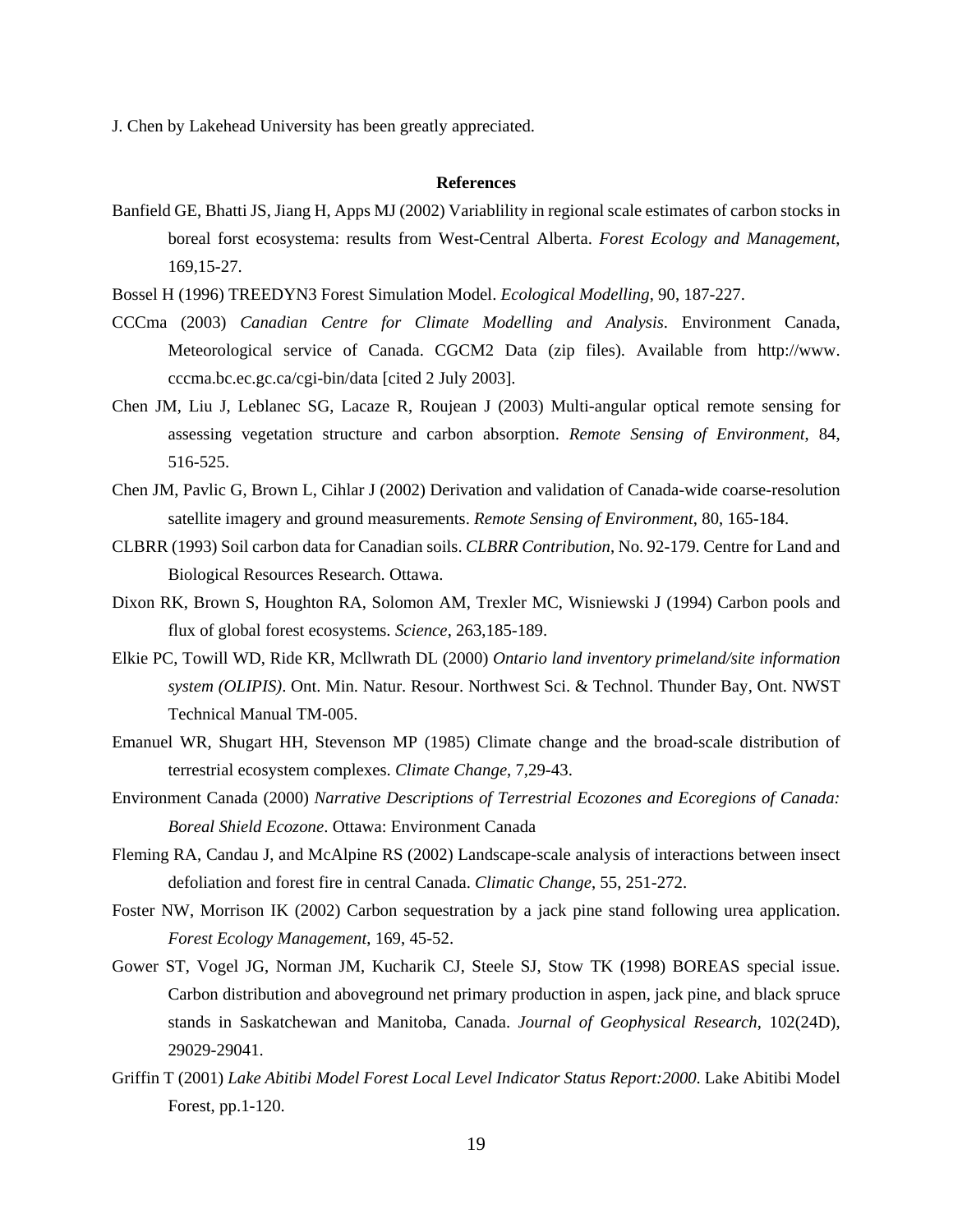J. Chen by Lakehead University has been greatly appreciated.

## References

Banfield GE, Bhatti JS, Jiang H, Apps MJ (2002) Variablility in regional scale estimates of carbon stocks in boreal forst ecosystema: results from West-Central Alberta. *Forest Ecology and Management*, 169,15-27.

Bossel H (1996) TREEDYN3 Forest Simulation Model. *Ecological Modelling*, 90, 187-227.

CCCma (2003) *Canadian Centre for Climate Modelling and Analysis*. Environment Canada, Meteorological service of Canada. CGCM2 Data (zip files). Available from http://www. cccma.bc.ec.gc.ca/cgi-bin/data [cited 2 July 2003].

Chen JM, Liu J, Leblanec SG, Lacaze R, Roujean J (2003) Multi-angular optical remote sensing for assessing vegetation structure and carbon absorption. *Remote Sensing of Environment*, 84, 516-525.

Chen JM, Pavlic G, Brown L, Cihlar J (2002) Derivation and validation of Canada-wide coarse-resolution satellite imagery and ground measurements. *Remote Sensing of Environment*, 80, 165-184.

CLBRR (1993) Soil carbon data for Canadian soils. *CLBRR Contribution*, No. 92-179. Centre for Land and Biological Resources Research. Ottawa.

Dixon RK, Brown S, Houghton RA, Solomon AM, Trexler MC, Wisniewski J (1994) Carbon pools and flux of global forest ecosystems. *Science*, 263,185-189.

Elkie PC, Towill WD, Ride KR, Mcllwrath DL (2000) *Ontario land inventory primeland/site information system (OLIPIS)*. Ont. Min. Natur. Resour. Northwest Sci. & Technol. Thunder Bay, Ont. NWST Technical Manual TM-005.

Emanuel WR, Shugart HH, Stevenson MP (1985) Climate change and the broad-scale distribution of terrestrial ecosystem complexes. *Climate Change*, 7,29-43.

Environment Canada (2000) *Narrative Descriptions of Terrestrial Ecozones and Ecoregions of Canada: Boreal Shield Ecozone*. Ottawa: Environment Canada

Fleming RA, Candau J, and McAlpine RS (2002) Landscape-scale analysis of interactions between insect defoliation and forest fire in central Canada. *Climatic Change*, 55, 251-272.

Foster NW, Morrison IK (2002) Carbon sequestration by a jack pine stand following urea application. *Forest Ecology Management*, 169, 45-52.

Gower ST, Vogel JG, Norman JM, Kucharik CJ, Steele SJ, Stow TK (1998) BOREAS special issue. Carbon distribution and aboveground net primary production in aspen, jack pine, and black spruce stands in Saskatchewan and Manitoba, Canada. *Journal of Geophysical Research*, 102(24D), 29029-29041.

Griffin T (2001) *Lake Abitibi Model Forest Local Level Indicator Status Report:2000*. Lake Abitibi Model Forest, pp.1-120.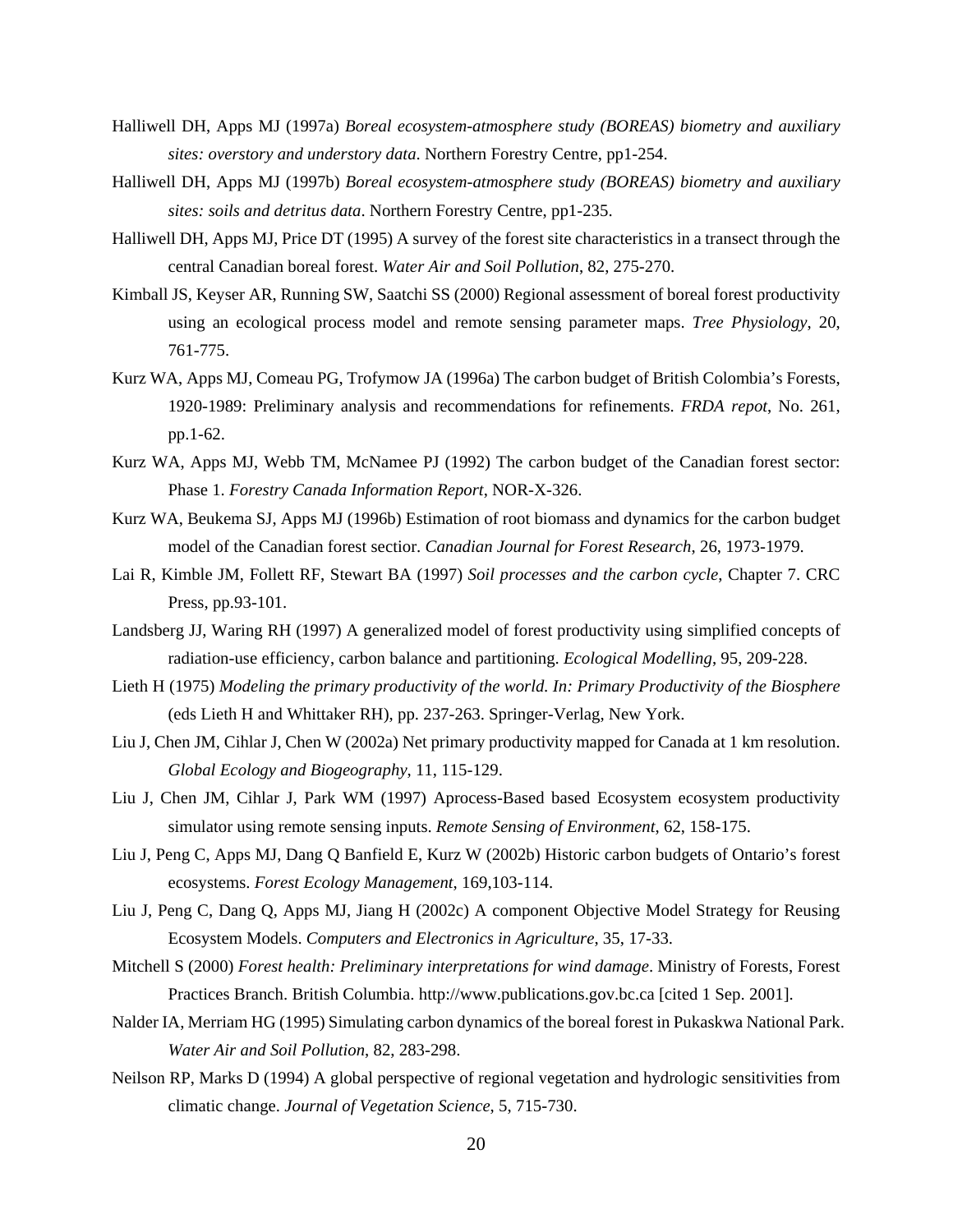Halliwell DH, Apps MJ (1997a) *Boreal ecosystem-atmosphere study (BOREAS) biometry and auxiliary sites: overstory and understory data*. Northern Forestry Centre, pp1-254.

Halliwell DH, Apps MJ (1997b) *Boreal ecosystem-atmosphere study (BOREAS) biometry and auxiliary sites: soils and detritus data*. Northern Forestry Centre, pp1-235.

Halliwell DH, Apps MJ, Price DT (1995) A survey of the forest site characteristics in a transect through the central Canadian boreal forest. *Water Air and Soil Pollution*, 82, 275-270.

Kimball JS, Keyser AR, Running SW, Saatchi SS (2000) Regional assessment of boreal forest productivity using an ecological process model and remote sensing parameter maps. *Tree Physiology*, 20, 761-775.

Kurz WA, Apps MJ, Comeau PG, Trofymow JA (1996a) The carbon budget of British Colombia's Forests, 1920-1989: Preliminary analysis and recommendations for refinements. *FRDA repot*, No. 261, pp.1-62.

Kurz WA, Apps MJ, Webb TM, McNamee PJ (1992) The carbon budget of the Canadian forest sector: Phase 1. *Forestry Canada Information Report*, NOR-X-326.

Kurz WA, Beukema SJ, Apps MJ (1996b) Estimation of root biomass and dynamics for the carbon budget model of the Canadian forest sectior. *Canadian Journal for Forest Research*, 26, 1973-1979.

Lai R, Kimble JM, Follett RF, Stewart BA (1997) *Soil processes and the carbon cycle*, Chapter 7. CRC Press, pp.93-101.

Landsberg JJ, Waring RH (1997) A generalized model of forest productivity using simplified concepts of radiation-use efficiency, carbon balance and partitioning. *Ecological Modelling*, 95, 209-228.

Lieth H (1975) *Modeling the primary productivity of the world. In: Primary Productivity of the Biosphere* (eds Lieth H and Whittaker RH), pp. 237-263. Springer-Verlag, New York.

Liu J, Chen JM, Cihlar J, Chen W (2002a) Net primary productivity mapped for Canada at 1 km resolution. *Global Ecology and Biogeography*, 11, 115-129.

Liu J, Chen JM, Cihlar J, Park WM (1997) Aprocess-Based based Ecosystem ecosystem productivity simulator using remote sensing inputs. *Remote Sensing of Environment*, 62, 158-175.

Liu J, Peng C, Apps MJ, Dang Q Banfield E, Kurz W (2002b) Historic carbon budgets of Ontario's forest ecosystems. *Forest Ecology Management*, 169,103-114.

Liu J, Peng C, Dang Q, Apps MJ, Jiang H (2002c) A component Objective Model Strategy for Reusing Ecosystem Models. *Computers and Electronics in Agriculture*, 35, 17-33.

Mitchell S (2000) *Forest health: Preliminary interpretations for wind damage*. Ministry of Forests, Forest Practices Branch. British Columbia. http://www.publications.gov.bc.ca [cited 1 Sep. 2001].

Nalder IA, Merriam HG (1995) Simulating carbon dynamics of the boreal forest in Pukaskwa National Park. *Water Air and Soil Pollution*, 82, 283-298.

Neilson RP, Marks D (1994) A global perspective of regional vegetation and hydrologic sensitivities from climatic change. *Journal of Vegetation Science*, 5, 715-730.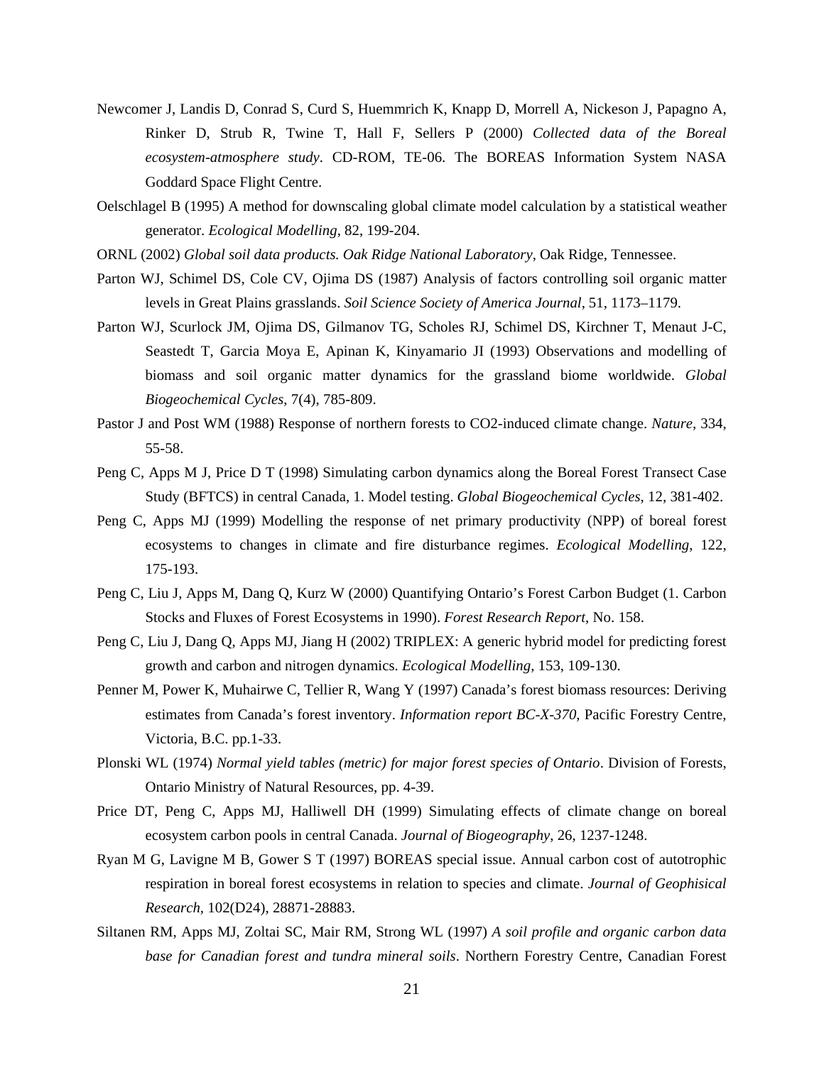Newcomer J, Landis D, Conrad S, Curd S, Huemmrich K, Knapp D, Morrell A, Nickeson J, Papagno A, Rinker D, Strub R, Twine T, Hall F, Sellers P (2000) *Collected data of the Boreal ecosystem-atmosphere study*. CD-ROM, TE-06. The BOREAS Information System NASA Goddard Space Flight Centre.

Oelschlagel B (1995) A method for downscaling global climate model calculation by a statistical weather generator. *Ecological Modelling*, 82, 199-204.

ORNL (2002) *Global soil data products. Oak Ridge National Laboratory*, Oak Ridge, Tennessee.

Parton WJ, Schimel DS, Cole CV, Ojima DS (1987) Analysis of factors controlling soil organic matter levels in Great Plains grasslands. *Soil Science Society of America Journal*, 51, 1173–1179.

Parton WJ, Scurlock JM, Ojima DS, Gilmanov TG, Scholes RJ, Schimel DS, Kirchner T, Menaut J-C, Seastedt T, Garcia Moya E, Apinan K, Kinyamario JI (1993) Observations and modelling of biomass and soil organic matter dynamics for the grassland biome worldwide. *Global Biogeochemical Cycles*, 7(4), 785-809.

Pastor J and Post WM (1988) Response of northern forests to CO2-induced climate change. *Nature*, 334, 55-58.

Peng C, Apps M J, Price D T (1998) Simulating carbon dynamics along the Boreal Forest Transect Case Study (BFTCS) in central Canada, 1. Model testing. *Global Biogeochemical Cycles*, 12, 381-402.

Peng C, Apps MJ (1999) Modelling the response of net primary productivity (NPP) of boreal forest ecosystems to changes in climate and fire disturbance regimes. *Ecological Modelling*, 122, 175-193.

Peng C, Liu J, Apps M, Dang Q, Kurz W (2000) Quantifying Ontario's Forest Carbon Budget (1. Carbon Stocks and Fluxes of Forest Ecosystems in 1990). *Forest Research Report*, No. 158.

Peng C, Liu J, Dang Q, Apps MJ, Jiang H (2002) TRIPLEX: A generic hybrid model for predicting forest growth and carbon and nitrogen dynamics. *Ecological Modelling*, 153, 109-130.

Penner M, Power K, Muhairwe C, Tellier R, Wang Y (1997) Canada's forest biomass resources: Deriving estimates from Canada's forest inventory. *Information report BC-X-370*, Pacific Forestry Centre, Victoria, B.C. pp.1-33.

Plonski WL (1974) *Normal yield tables (metric) for major forest species of Ontario*. Division of Forests, Ontario Ministry of Natural Resources, pp. 4-39.

Price DT, Peng C, Apps MJ, Halliwell DH (1999) Simulating effects of climate change on boreal ecosystem carbon pools in central Canada. *Journal of Biogeography*, 26, 1237-1248.

Ryan M G, Lavigne M B, Gower S T (1997) BOREAS special issue. Annual carbon cost of autotrophic respiration in boreal forest ecosystems in relation to species and climate. *Journal of Geophisical Research*, 102(D24), 28871-28883.

Siltanen RM, Apps MJ, Zoltai SC, Mair RM, Strong WL (1997) *A soil profile and organic carbon data base for Canadian forest and tundra mineral soils*. Northern Forestry Centre, Canadian Forest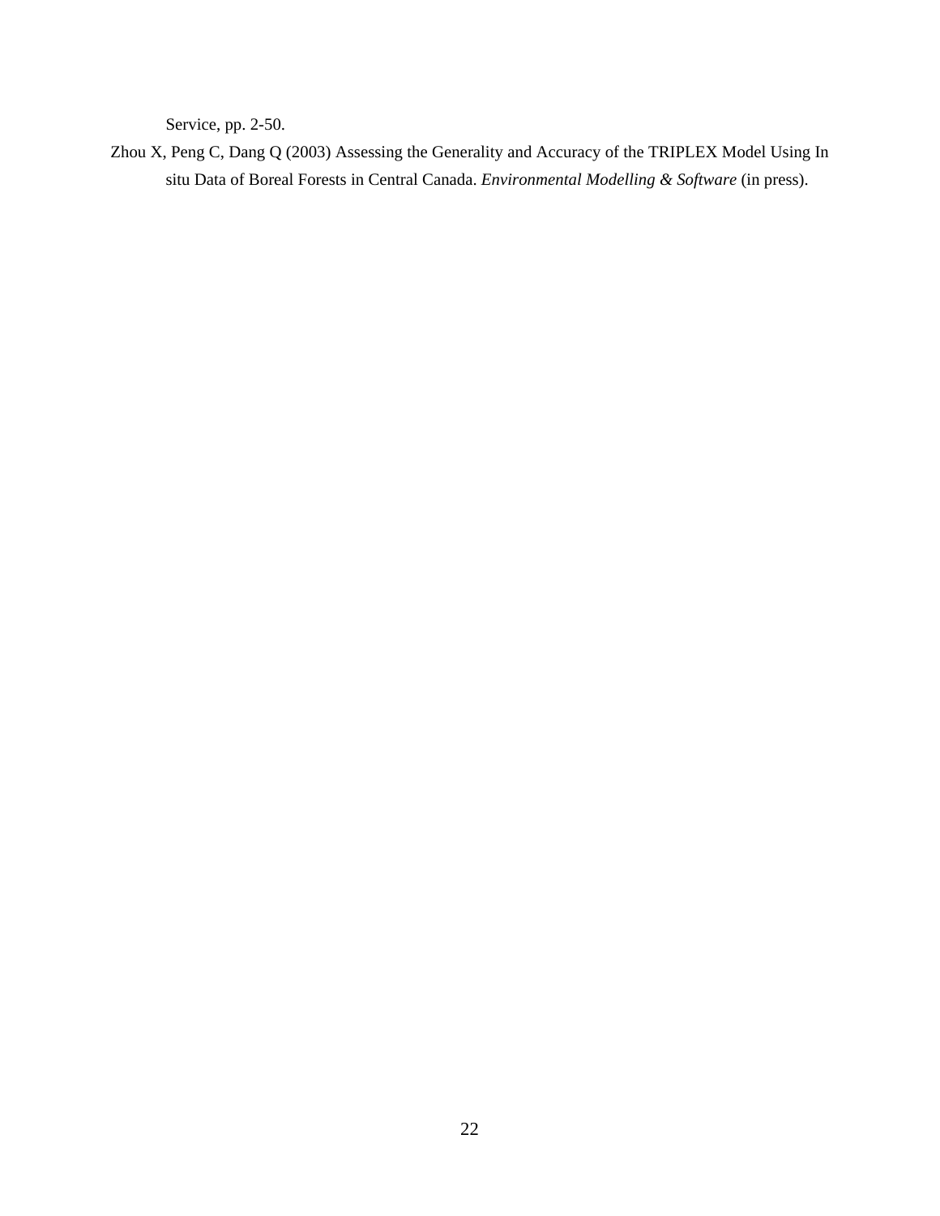Service, pp. 2-50.

Zhou X, Peng C, Dang Q (2003) Assessing the Generality and Accuracy of the TRIPLEX Model Using In situ Data of Boreal Forests in Central Canada. *Environmental Modelling & Software* (in press).